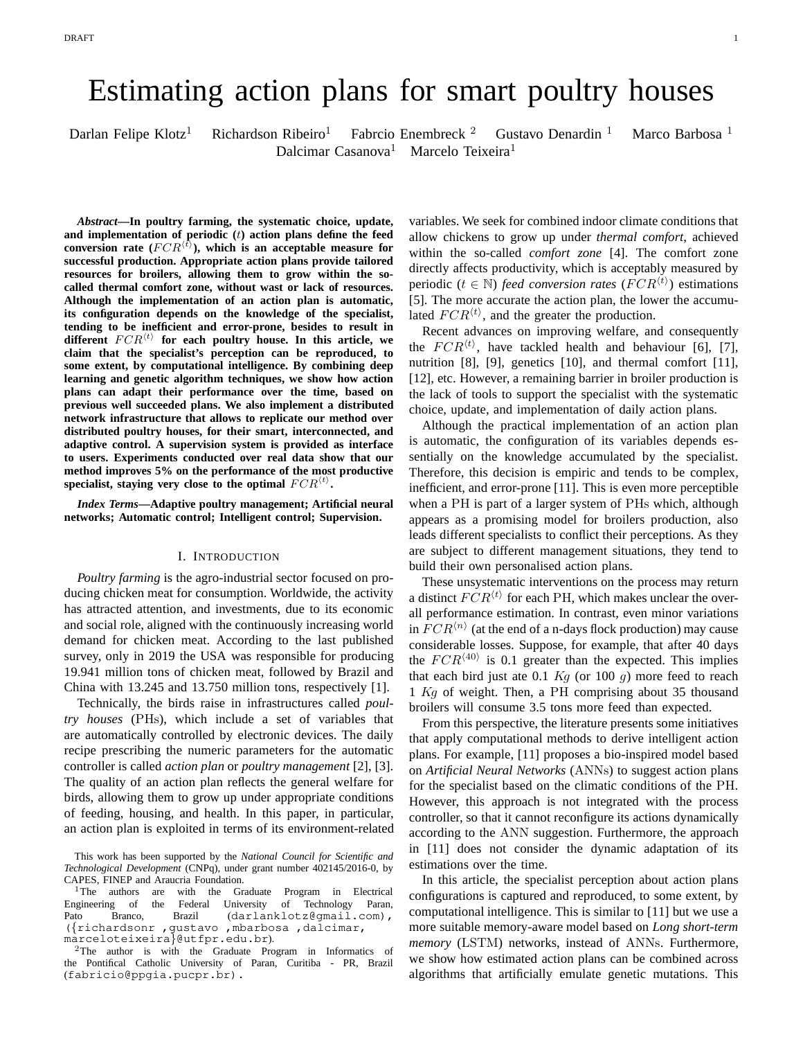# Estimating action plans for smart poultry houses

Darlan Felipe Klotz[1] Richardson Ribeiro[1] Fabrcio Enembreck [2] Gustavo Denardin [1] Marco Barbosa [1] Dalcimar Casanova[1] Marcelo Teixeira[1]

***Abstract*—In poultry farming, the systematic choice, update, and implementation of periodic ($t$) action plans define the feed conversion rate ($FCR^{\langle t \rangle}$), which is an acceptable measure for successful production. Appropriate action plans provide tailored resources for broilers, allowing them to grow within the so-called thermal comfort zone, without wast or lack of resources. Although the implementation of an action plan is automatic, its configuration depends on the knowledge of the specialist, tending to be inefficient and error-prone, besides to result in different $FCR^{\langle t \rangle}$ for each poultry house. In this article, we claim that the specialist's perception can be reproduced, to some extent, by computational intelligence. By combining deep learning and genetic algorithm techniques, we show how action plans can adapt their performance over the time, based on previous well succeeded plans. We also implement a distributed network infrastructure that allows to replicate our method over distributed poultry houses, for their smart, interconnected, and adaptive control. A supervision system is provided as interface to users. Experiments conducted over real data show that our method improves 5% on the performance of the most productive specialist, staying very close to the optimal $FCR^{\langle t \rangle}$.**

***Index Terms*—Adaptive poultry management; Artificial neural networks; Automatic control; Intelligent control; Supervision.**

## I. Introduction

*Poultry farming* is the agro-industrial sector focused on producing chicken meat for consumption. Worldwide, the activity has attracted attention, and investments, due to its economic and social role, aligned with the continuously increasing world demand for chicken meat. According to the last published survey, only in 2019 the USA was responsible for producing 19.941 million tons of chicken meat, followed by Brazil and China with 13.245 and 13.750 million tons, respectively [1].

Technically, the birds raise in infrastructures called *poultry houses* (PHs), which include a set of variables that are automatically controlled by electronic devices. The daily recipe prescribing the numeric parameters for the automatic controller is called *action plan* or *poultry management* [2], [3]. The quality of an action plan reflects the general welfare for birds, allowing them to grow up under appropriate conditions of feeding, housing, and health. In this paper, in particular, an action plan is exploited in terms of its environment-related variables. We seek for combined indoor climate conditions that allow chickens to grow up under *thermal comfort*, achieved within the so-called *comfort zone* [4]. The comfort zone directly affects productivity, which is acceptably measured by periodic ($t \in \mathbb{N}$) *feed conversion rates* ($FCR^{\langle t \rangle}$) estimations [5]. The more accurate the action plan, the lower the accumulated $FCR^{\langle t \rangle}$, and the greater the production.

Recent advances on improving welfare, and consequently the $FCR^{\langle t \rangle}$, have tackled health and behaviour [6], [7], nutrition [8], [9], genetics [10], and thermal comfort [11], [12], etc. However, a remaining barrier in broiler production is the lack of tools to support the specialist with the systematic choice, update, and implementation of daily action plans.

Although the practical implementation of an action plan is automatic, the configuration of its variables depends essentially on the knowledge accumulated by the specialist. Therefore, this decision is empiric and tends to be complex, inefficient, and error-prone [11]. This is even more perceptible when a PH is part of a larger system of PHs which, although appears as a promising model for broilers production, also leads different specialists to conflict their perceptions. As they are subject to different management situations, they tend to build their own personalised action plans.

These unsystematic interventions on the process may return a distinct $FCR^{\langle t \rangle}$ for each PH, which makes unclear the overall performance estimation. In contrast, even minor variations in $FCR^{\langle n \rangle}$ (at the end of a n-days flock production) may cause considerable losses. Suppose, for example, that after 40 days the $FCR^{\langle 40 \rangle}$ is 0.1 greater than the expected. This implies that each bird just ate 0.1 $Kg$ (or 100 $g$) more feed to reach 1 $Kg$ of weight. Then, a PH comprising about 35 thousand broilers will consume 3.5 tons more feed than expected.

From this perspective, the literature presents some initiatives that apply computational methods to derive intelligent action plans. For example, [11] proposes a bio-inspired model based on *Artificial Neural Networks* (ANNs) to suggest action plans for the specialist based on the climatic conditions of the PH. However, this approach is not integrated with the process controller, so that it cannot reconfigure its actions dynamically according to the ANN suggestion. Furthermore, the approach in [11] does not consider the dynamic adaptation of its estimations over the time.

In this article, the specialist perception about action plans configurations is captured and reproduced, to some extent, by computational intelligence. This is similar to [11] but we use a more suitable memory-aware model based on *Long short-term memory* (LSTM) networks, instead of ANNs. Furthermore, we show how estimated action plans can be combined across algorithms that artificially emulate genetic mutations. This

This work has been supported by the *National Council for Scientific and Technological Development* (CNPq), under grant number 402145/2016-0, by CAPES, FINEP and Araucria Foundation.

[1]The authors are with the Graduate Program in Electrical Engineering of the Federal University of Technology Paran, Pato Branco, Brazil (darlanklotz@gmail.com), ({richardsonr ,gustavo ,mbarbosa ,dalcimar, marceloteixeira}@utfpr.edu.br).

[2]The author is with the Graduate Program in Informatics of the Pontifical Catholic University of Paran, Curitiba - PR, Brazil (fabricio@ppgia.pucpr.br).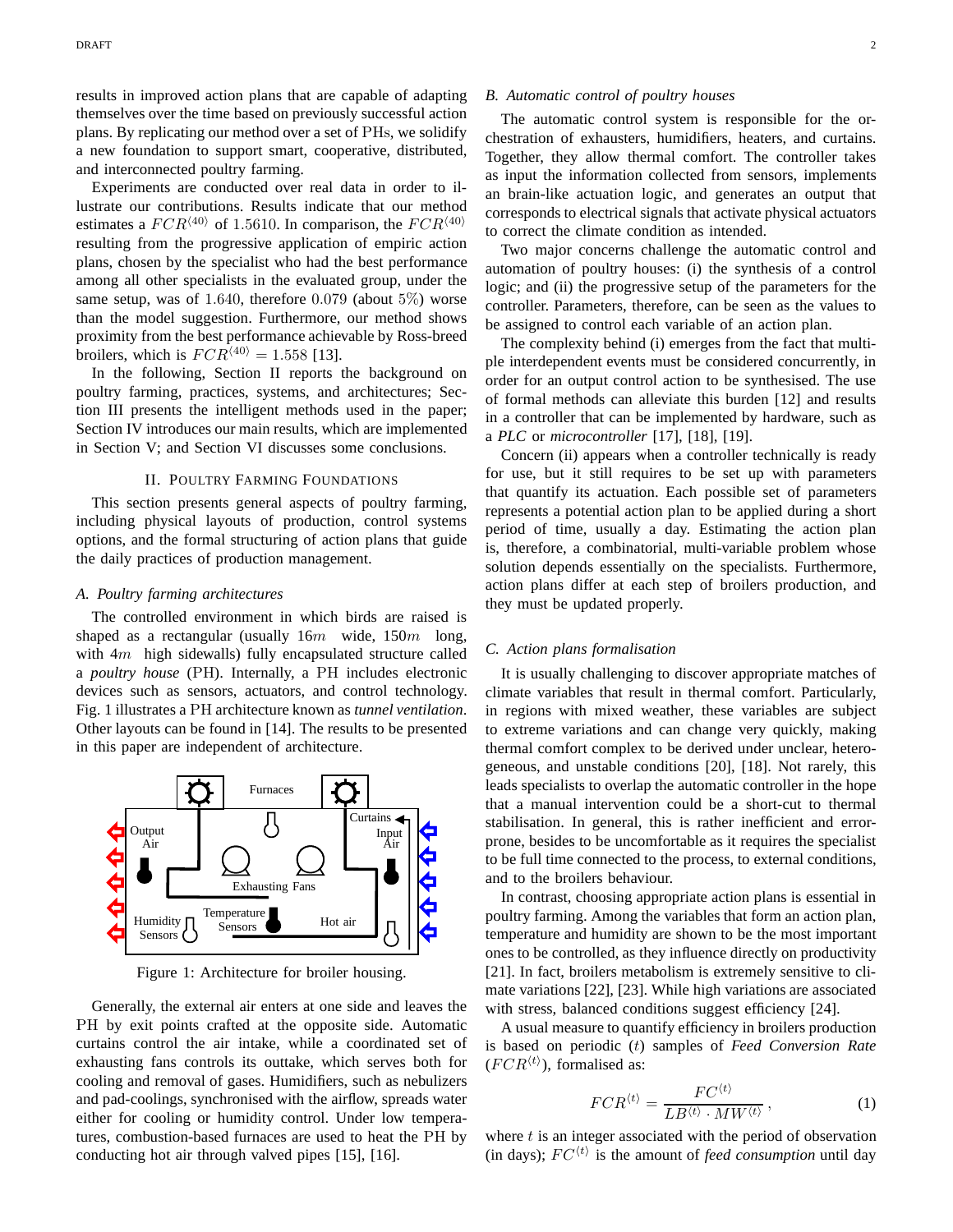results in improved action plans that are capable of adapting themselves over the time based on previously successful action plans. By replicating our method over a set of PHs, we solidify a new foundation to support smart, cooperative, distributed, and interconnected poultry farming.

Experiments are conducted over real data in order to illustrate our contributions. Results indicate that our method estimates a $FCR^{\langle 40 \rangle}$ of $1.5610$. In comparison, the $FCR^{\langle 40 \rangle}$ resulting from the progressive application of empiric action plans, chosen by the specialist who had the best performance among all other specialists in the evaluated group, under the same setup, was of $1.640$, therefore $0.079$ (about $5\%$) worse than the model suggestion. Furthermore, our method shows proximity from the best performance achievable by Ross-breed broilers, which is $FCR^{\langle 40 \rangle} = 1.558$ [13].

In the following, Section II reports the background on poultry farming, practices, systems, and architectures; Section III presents the intelligent methods used in the paper; Section IV introduces our main results, which are implemented in Section V; and Section VI discusses some conclusions.

## II. Poultry Farming Foundations

This section presents general aspects of poultry farming, including physical layouts of production, control systems options, and the formal structuring of action plans that guide the daily practices of production management.

### A. Poultry farming architectures

The controlled environment in which birds are raised is shaped as a rectangular (usually $16m$ wide, $150m$ long, with $4m$ high sidewalls) fully encapsulated structure called a *poultry house* (PH). Internally, a PH includes electronic devices such as sensors, actuators, and control technology. Fig. 1 illustrates a PH architecture known as *tunnel ventilation*. Other layouts can be found in [14]. The results to be presented in this paper are independent of architecture.

Figure 1: Architecture for broiler housing.

Generally, the external air enters at one side and leaves the PH by exit points crafted at the opposite side. Automatic curtains control the air intake, while a coordinated set of exhausting fans controls its outtake, which serves both for cooling and removal of gases. Humidifiers, such as nebulizers and pad-coolings, synchronised with the airflow, spreads water either for cooling or humidity control. Under low temperatures, combustion-based furnaces are used to heat the PH by conducting hot air through valved pipes [15], [16].

### B. Automatic control of poultry houses

The automatic control system is responsible for the orchestration of exhausters, humidifiers, heaters, and curtains. Together, they allow thermal comfort. The controller takes as input the information collected from sensors, implements an brain-like actuation logic, and generates an output that corresponds to electrical signals that activate physical actuators to correct the climate condition as intended.

Two major concerns challenge the automatic control and automation of poultry houses: (i) the synthesis of a control logic; and (ii) the progressive setup of the parameters for the controller. Parameters, therefore, can be seen as the values to be assigned to control each variable of an action plan.

The complexity behind (i) emerges from the fact that multiple interdependent events must be considered concurrently, in order for an output control action to be synthesised. The use of formal methods can alleviate this burden [12] and results in a controller that can be implemented by hardware, such as a *PLC* or *microcontroller* [17], [18], [19].

Concern (ii) appears when a controller technically is ready for use, but it still requires to be set up with parameters that quantify its actuation. Each possible set of parameters represents a potential action plan to be applied during a short period of time, usually a day. Estimating the action plan is, therefore, a combinatorial, multi-variable problem whose solution depends essentially on the specialists. Furthermore, action plans differ at each step of broilers production, and they must be updated properly.

### C. Action plans formalisation

It is usually challenging to discover appropriate matches of climate variables that result in thermal comfort. Particularly, in regions with mixed weather, these variables are subject to extreme variations and can change very quickly, making thermal comfort complex to be derived under unclear, heterogeneous, and unstable conditions [20], [18]. Not rarely, this leads specialists to overlap the automatic controller in the hope that a manual intervention could be a short-cut to thermal stabilisation. In general, this is rather inefficient and error-prone, besides to be uncomfortable as it requires the specialist to be full time connected to the process, to external conditions, and to the broilers behaviour.

In contrast, choosing appropriate action plans is essential in poultry farming. Among the variables that form an action plan, temperature and humidity are shown to be the most important ones to be controlled, as they influence directly on productivity [21]. In fact, broilers metabolism is extremely sensitive to climate variations [22], [23]. While high variations are associated with stress, balanced conditions suggest efficiency [24].

A usual measure to quantify efficiency in broilers production is based on periodic ($t$) samples of *Feed Conversion Rate* ($FCR^{\langle t \rangle}$), formalised as:

$$FCR^{\langle t \rangle} = \frac{FC^{\langle t \rangle}}{LB^{\langle t \rangle} \cdot MW^{\langle t \rangle}}, \tag{1}$$

where $t$ is an integer associated with the period of observation (in days); $FC^{\langle t \rangle}$ is the amount of *feed consumption* until day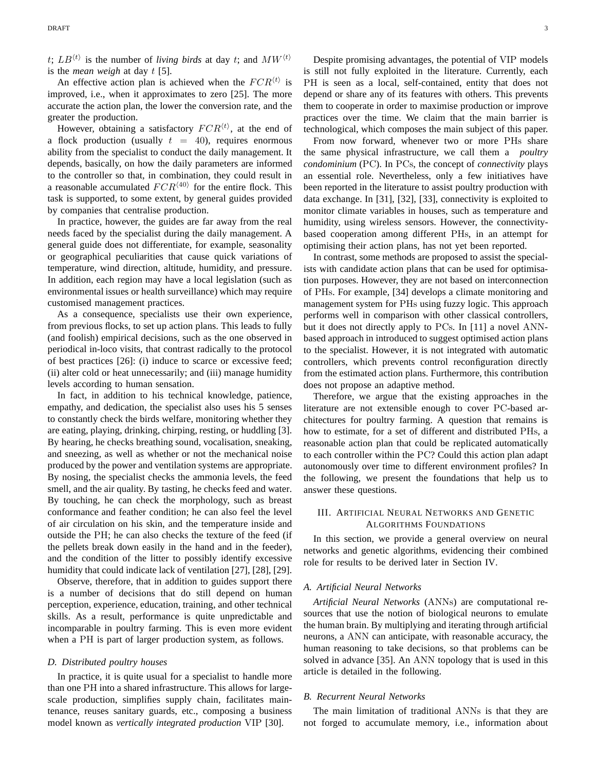$t$; $LB^{\langle t \rangle}$ is the number of *living birds* at day $t$; and $MW^{\langle t \rangle}$ is the *mean weigh* at day $t$ [5].

An effective action plan is achieved when the $FCR^{\langle t \rangle}$ is improved, i.e., when it approximates to zero [25]. The more accurate the action plan, the lower the conversion rate, and the greater the production.

However, obtaining a satisfactory $FCR^{\langle t \rangle}$, at the end of a flock production (usually $t = 40$), requires enormous ability from the specialist to conduct the daily management. It depends, basically, on how the daily parameters are informed to the controller so that, in combination, they could result in a reasonable accumulated $FCR^{\langle 40 \rangle}$ for the entire flock. This task is supported, to some extent, by general guides provided by companies that centralise production.

In practice, however, the guides are far away from the real needs faced by the specialist during the daily management. A general guide does not differentiate, for example, seasonality or geographical peculiarities that cause quick variations of temperature, wind direction, altitude, humidity, and pressure. In addition, each region may have a local legislation (such as environmental issues or health surveillance) which may require customised management practices.

As a consequence, specialists use their own experience, from previous flocks, to set up action plans. This leads to fully (and foolish) empirical decisions, such as the one observed in periodical in-loco visits, that contrast radically to the protocol of best practices [26]: (i) induce to scarce or excessive feed; (ii) alter cold or heat unnecessarily; and (iii) manage humidity levels according to human sensation.

In fact, in addition to his technical knowledge, patience, empathy, and dedication, the specialist also uses his 5 senses to constantly check the birds welfare, monitoring whether they are eating, playing, drinking, chirping, resting, or huddling [3]. By hearing, he checks breathing sound, vocalisation, sneaking, and sneezing, as well as whether or not the mechanical noise produced by the power and ventilation systems are appropriate. By nosing, the specialist checks the ammonia levels, the feed smell, and the air quality. By tasting, he checks feed and water. By touching, he can check the morphology, such as breast conformance and feather condition; he can also feel the level of air circulation on his skin, and the temperature inside and outside the PH; he can also checks the texture of the feed (if the pellets break down easily in the hand and in the feeder), and the condition of the litter to possibly identify excessive humidity that could indicate lack of ventilation [27], [28], [29].

Observe, therefore, that in addition to guides support there is a number of decisions that do still depend on human perception, experience, education, training, and other technical skills. As a result, performance is quite unpredictable and incomparable in poultry farming. This is even more evident when a PH is part of larger production system, as follows.

### D. Distributed poultry houses

In practice, it is quite usual for a specialist to handle more than one PH into a shared infrastructure. This allows for large-scale production, simplifies supply chain, facilitates maintenance, reuses sanitary guards, etc., composing a business model known as *vertically integrated production* VIP [30].

Despite promising advantages, the potential of VIP models is still not fully exploited in the literature. Currently, each PH is seen as a local, self-contained, entity that does not depend or share any of its features with others. This prevents them to cooperate in order to maximise production or improve practices over the time. We claim that the main barrier is technological, which composes the main subject of this paper.

From now forward, whenever two or more PHs share the same physical infrastructure, we call them a *poultry condominium* (PC). In PCs, the concept of *connectivity* plays an essential role. Nevertheless, only a few initiatives have been reported in the literature to assist poultry production with data exchange. In [31], [32], [33], connectivity is exploited to monitor climate variables in houses, such as temperature and humidity, using wireless sensors. However, the connectivity-based cooperation among different PHs, in an attempt for optimising their action plans, has not yet been reported.

In contrast, some methods are proposed to assist the specialists with candidate action plans that can be used for optimisation purposes. However, they are not based on interconnection of PHs. For example, [34] develops a climate monitoring and management system for PHs using fuzzy logic. This approach performs well in comparison with other classical controllers, but it does not directly apply to PCs. In [11] a novel ANN-based approach in introduced to suggest optimised action plans to the specialist. However, it is not integrated with automatic controllers, which prevents control reconfiguration directly from the estimated action plans. Furthermore, this contribution does not propose an adaptive method.

Therefore, we argue that the existing approaches in the literature are not extensible enough to cover PC-based architectures for poultry farming. A question that remains is how to estimate, for a set of different and distributed PHs, a reasonable action plan that could be replicated automatically to each controller within the PC? Could this action plan adapt autonomously over time to different environment profiles? In the following, we present the foundations that help us to answer these questions.

## III. Artificial Neural Networks and Genetic Algorithms Foundations

In this section, we provide a general overview on neural networks and genetic algorithms, evidencing their combined role for results to be derived later in Section IV.

### A. Artificial Neural Networks

*Artificial Neural Networks* (ANNs) are computational resources that use the notion of biological neurons to emulate the human brain. By multiplying and iterating through artificial neurons, a ANN can anticipate, with reasonable accuracy, the human reasoning to take decisions, so that problems can be solved in advance [35]. An ANN topology that is used in this article is detailed in the following.

### B. Recurrent Neural Networks

The main limitation of traditional ANNs is that they are not forged to accumulate memory, i.e., information about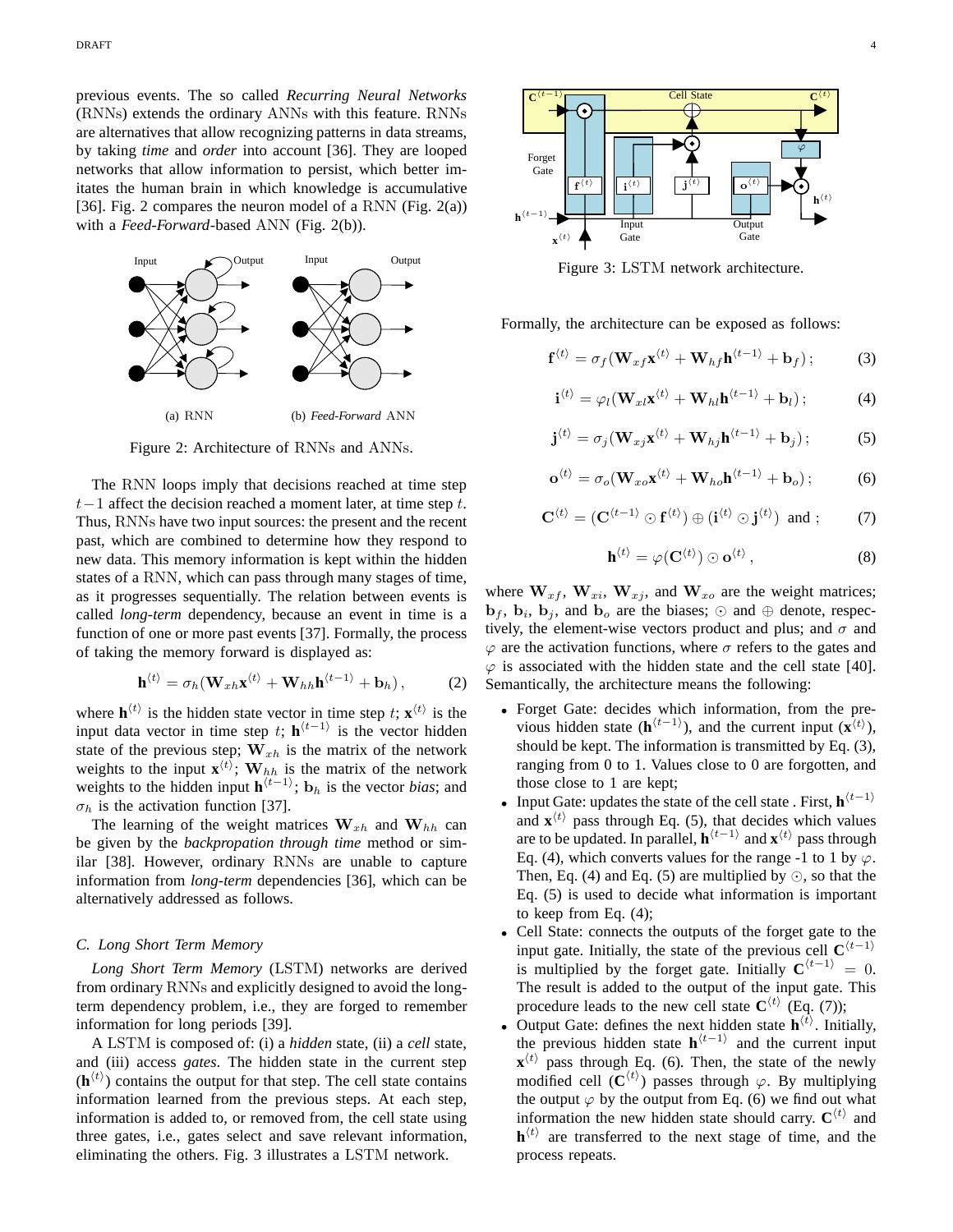previous events. The so called *Recurring Neural Networks* (RNNs) extends the ordinary ANNs with this feature. RNNs are alternatives that allow recognizing patterns in data streams, by taking *time* and *order* into account [36]. They are looped networks that allow information to persist, which better imitates the human brain in which knowledge is accumulative [36]. Fig. 2 compares the neuron model of a RNN (Fig. 2(a)) with a *Feed-Forward*-based ANN (Fig. 2(b)).

(a) RNN (b) *Feed-Forward* ANN

Figure 2: Architecture of RNNs and ANNs.

The RNN loops imply that decisions reached at time step $t-1$ affect the decision reached a moment later, at time step $t$. Thus, RNNs have two input sources: the present and the recent past, which are combined to determine how they respond to new data. This memory information is kept within the hidden states of a RNN, which can pass through many stages of time, as it progresses sequentially. The relation between events is called *long-term* dependency, because an event in time is a function of one or more past events [37]. Formally, the process of taking the memory forward is displayed as:

$$\mathbf{h}^{\langle t \rangle} = \sigma_h(\mathbf{W}_{xh}\mathbf{x}^{\langle t \rangle} + \mathbf{W}_{hh}\mathbf{h}^{\langle t-1 \rangle} + \mathbf{b}_h)\,, \tag{2}$$

where $\mathbf{h}^{\langle t \rangle}$ is the hidden state vector in time step $t$; $\mathbf{x}^{\langle t \rangle}$ is the input data vector in time step $t$; $\mathbf{h}^{\langle t-1 \rangle}$ is the vector hidden state of the previous step; $\mathbf{W}_{xh}$ is the matrix of the network weights to the input $\mathbf{x}^{\langle t \rangle}$; $\mathbf{W}_{hh}$ is the matrix of the network weights to the hidden input $\mathbf{h}^{\langle t-1 \rangle}$; $\mathbf{b}_h$ is the vector *bias*; and $\sigma_h$ is the activation function [37].

The learning of the weight matrices $\mathbf{W}_{xh}$ and $\mathbf{W}_{hh}$ can be given by the *backpropation through time* method or similar [38]. However, ordinary RNNs are unable to capture information from *long-term* dependencies [36], which can be alternatively addressed as follows.

### C. Long Short Term Memory

*Long Short Term Memory* (LSTM) networks are derived from ordinary RNNs and explicitly designed to avoid the long-term dependency problem, i.e., they are forged to remember information for long periods [39].

A LSTM is composed of: (i) a *hidden* state, (ii) a *cell* state, and (iii) access *gates*. The hidden state in the current step ($\mathbf{h}^{\langle t \rangle}$) contains the output for that step. The cell state contains information learned from the previous steps. At each step, information is added to, or removed from, the cell state using three gates, i.e., gates select and save relevant information, eliminating the others. Fig. 3 illustrates a LSTM network.

Figure 3: LSTM network architecture.

Formally, the architecture can be exposed as follows:

$$\mathbf{f}^{\langle t \rangle} = \sigma_f(\mathbf{W}_{xf}\mathbf{x}^{\langle t \rangle} + \mathbf{W}_{hf}\mathbf{h}^{\langle t-1 \rangle} + \mathbf{b}_f)\,; \tag{3}$$

$$\mathbf{i}^{\langle t \rangle} = \varphi_l(\mathbf{W}_{xl}\mathbf{x}^{\langle t \rangle} + \mathbf{W}_{hl}\mathbf{h}^{\langle t-1 \rangle} + \mathbf{b}_l)\,; \tag{4}$$

$$\mathbf{j}^{\langle t \rangle} = \sigma_j(\mathbf{W}_{xj}\mathbf{x}^{\langle t \rangle} + \mathbf{W}_{hj}\mathbf{h}^{\langle t-1 \rangle} + \mathbf{b}_j)\,; \tag{5}$$

$$\mathbf{o}^{\langle t \rangle} = \sigma_o(\mathbf{W}_{xo}\mathbf{x}^{\langle t \rangle} + \mathbf{W}_{ho}\mathbf{h}^{\langle t-1 \rangle} + \mathbf{b}_o)\,; \tag{6}$$

$$\mathbf{C}^{\langle t \rangle} = (\mathbf{C}^{\langle t-1 \rangle} \odot \mathbf{f}^{\langle t \rangle}) \oplus (\mathbf{i}^{\langle t \rangle} \odot \mathbf{j}^{\langle t \rangle}) \text{ and ;} \tag{7}$$

$$\mathbf{h}^{\langle t \rangle} = \varphi(\mathbf{C}^{\langle t \rangle}) \odot \mathbf{o}^{\langle t \rangle}\,, \tag{8}$$

where $\mathbf{W}_{xf}$, $\mathbf{W}_{xi}$, $\mathbf{W}_{xj}$, and $\mathbf{W}_{xo}$ are the weight matrices; $\mathbf{b}_f$, $\mathbf{b}_i$, $\mathbf{b}_j$, and $\mathbf{b}_o$ are the biases; $\odot$ and $\oplus$ denote, respectively, the element-wise vectors product and plus; and $\sigma$ and $\varphi$ are the activation functions, where $\sigma$ refers to the gates and $\varphi$ is associated with the hidden state and the cell state [40]. Semantically, the architecture means the following:

- Forget Gate: decides which information, from the previous hidden state ($\mathbf{h}^{\langle t-1 \rangle}$), and the current input ($\mathbf{x}^{\langle t \rangle}$), should be kept. The information is transmitted by Eq. (3), ranging from 0 to 1. Values close to 0 are forgotten, and those close to 1 are kept;
- Input Gate: updates the state of the cell state . First, $\mathbf{h}^{\langle t-1 \rangle}$ and $\mathbf{x}^{\langle t \rangle}$ pass through Eq. (5), that decides which values are to be updated. In parallel, $\mathbf{h}^{\langle t-1 \rangle}$ and $\mathbf{x}^{\langle t \rangle}$ pass through Eq. (4), which converts values for the range -1 to 1 by $\varphi$. Then, Eq. (4) and Eq. (5) are multiplied by $\odot$, so that the Eq. (5) is used to decide what information is important to keep from Eq. (4);
- Cell State: connects the outputs of the forget gate to the input gate. Initially, the state of the previous cell $\mathbf{C}^{\langle t-1 \rangle}$ is multiplied by the forget gate. Initially $\mathbf{C}^{\langle t-1 \rangle} = 0$. The result is added to the output of the input gate. This procedure leads to the new cell state $\mathbf{C}^{\langle t \rangle}$ (Eq. (7));
- Output Gate: defines the next hidden state $\mathbf{h}^{\langle t \rangle}$. Initially, the previous hidden state $\mathbf{h}^{\langle t-1 \rangle}$ and the current input $\mathbf{x}^{\langle t \rangle}$ pass through Eq. (6). Then, the state of the newly modified cell ($\mathbf{C}^{\langle t \rangle}$) passes through $\varphi$. By multiplying the output $\varphi$ by the output from Eq. (6) we find out what information the new hidden state should carry. $\mathbf{C}^{\langle t \rangle}$ and $\mathbf{h}^{\langle t \rangle}$ are transferred to the next stage of time, and the process repeats.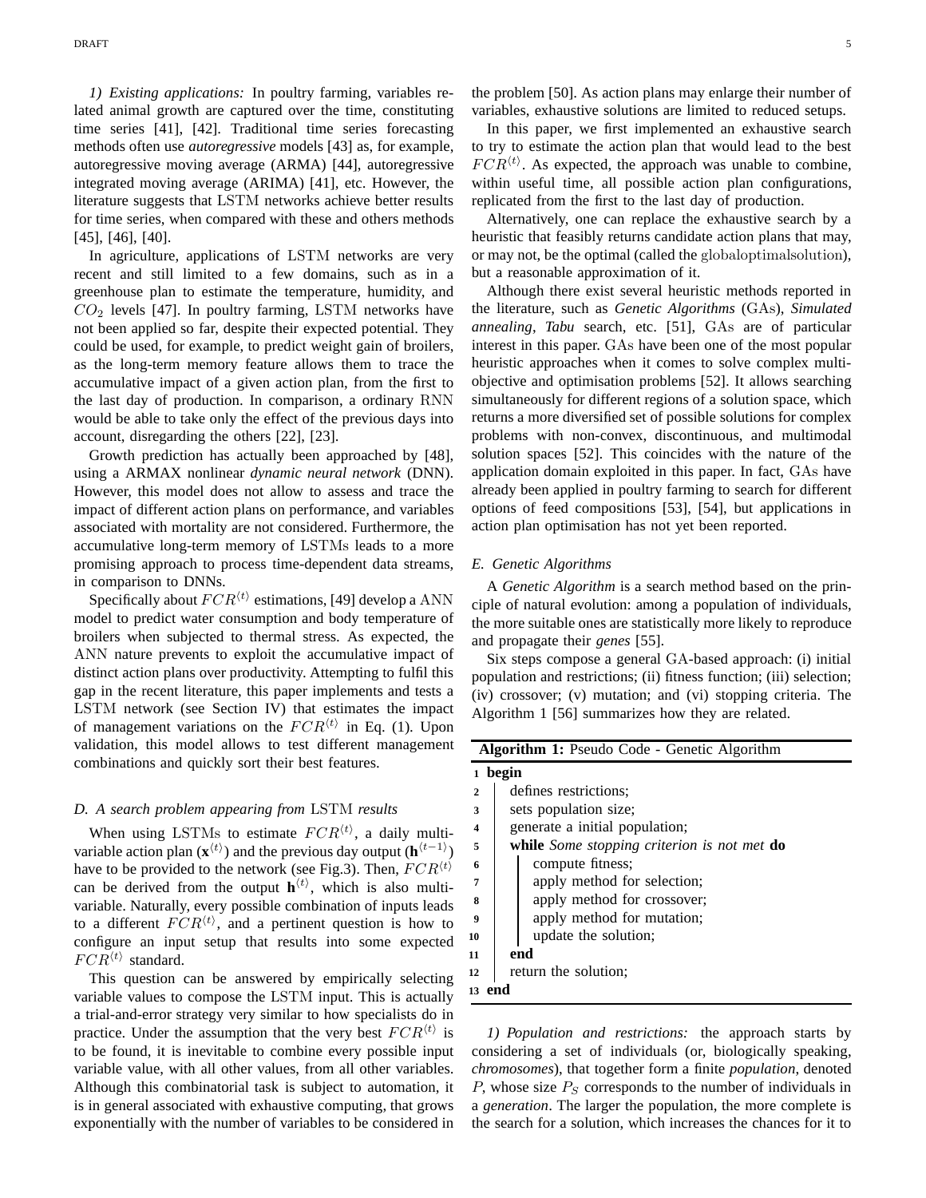*1) Existing applications:* In poultry farming, variables related animal growth are captured over the time, constituting time series [41], [42]. Traditional time series forecasting methods often use *autoregressive* models [43] as, for example, autoregressive moving average (ARMA) [44], autoregressive integrated moving average (ARIMA) [41], etc. However, the literature suggests that LSTM networks achieve better results for time series, when compared with these and others methods [45], [46], [40].

In agriculture, applications of LSTM networks are very recent and still limited to a few domains, such as in a greenhouse plan to estimate the temperature, humidity, and $CO_2$ levels [47]. In poultry farming, LSTM networks have not been applied so far, despite their expected potential. They could be used, for example, to predict weight gain of broilers, as the long-term memory feature allows them to trace the accumulative impact of a given action plan, from the first to the last day of production. In comparison, a ordinary RNN would be able to take only the effect of the previous days into account, disregarding the others [22], [23].

Growth prediction has actually been approached by [48], using a ARMAX nonlinear *dynamic neural network* (DNN). However, this model does not allow to assess and trace the impact of different action plans on performance, and variables associated with mortality are not considered. Furthermore, the accumulative long-term memory of LSTMs leads to a more promising approach to process time-dependent data streams, in comparison to DNNs.

Specifically about $FCR^{\langle t \rangle}$ estimations, [49] develop a ANN model to predict water consumption and body temperature of broilers when subjected to thermal stress. As expected, the ANN nature prevents to exploit the accumulative impact of distinct action plans over productivity. Attempting to fulfil this gap in the recent literature, this paper implements and tests a LSTM network (see Section IV) that estimates the impact of management variations on the $FCR^{\langle t \rangle}$ in Eq. (1). Upon validation, this model allows to test different management combinations and quickly sort their best features.

### D. A search problem appearing from LSTM results

When using LSTMs to estimate $FCR^{\langle t \rangle}$, a daily multi-variable action plan ($\mathbf{x}^{\langle t \rangle}$) and the previous day output ($\mathbf{h}^{\langle t-1 \rangle}$) have to be provided to the network (see Fig.3). Then, $FCR^{\langle t \rangle}$ can be derived from the output $\mathbf{h}^{\langle t \rangle}$, which is also multi-variable. Naturally, every possible combination of inputs leads to a different $FCR^{\langle t \rangle}$, and a pertinent question is how to configure an input setup that results into some expected $FCR^{\langle t \rangle}$ standard.

This question can be answered by empirically selecting variable values to compose the LSTM input. This is actually a trial-and-error strategy very similar to how specialists do in practice. Under the assumption that the very best $FCR^{\langle t \rangle}$ is to be found, it is inevitable to combine every possible input variable value, with all other values, from all other variables. Although this combinatorial task is subject to automation, it is in general associated with exhaustive computing, that grows exponentially with the number of variables to be considered in the problem [50]. As action plans may enlarge their number of variables, exhaustive solutions are limited to reduced setups.

In this paper, we first implemented an exhaustive search to try to estimate the action plan that would lead to the best $FCR^{\langle t \rangle}$. As expected, the approach was unable to combine, within useful time, all possible action plan configurations, replicated from the first to the last day of production.

Alternatively, one can replace the exhaustive search by a heuristic that feasibly returns candidate action plans that may, or may not, be the optimal (called the globaloptimalsolution), but a reasonable approximation of it.

Although there exist several heuristic methods reported in the literature, such as *Genetic Algorithms* (GAs), *Simulated annealing*, *Tabu* search, etc. [51], GAs are of particular interest in this paper. GAs have been one of the most popular heuristic approaches when it comes to solve complex multi-objective and optimisation problems [52]. It allows searching simultaneously for different regions of a solution space, which returns a more diversified set of possible solutions for complex problems with non-convex, discontinuous, and multimodal solution spaces [52]. This coincides with the nature of the application domain exploited in this paper. In fact, GAs have already been applied in poultry farming to search for different options of feed compositions [53], [54], but applications in action plan optimisation has not yet been reported.

### E. Genetic Algorithms

A *Genetic Algorithm* is a search method based on the principle of natural evolution: among a population of individuals, the more suitable ones are statistically more likely to reproduce and propagate their *genes* [55].

Six steps compose a general GA-based approach: (i) initial population and restrictions; (ii) fitness function; (iii) selection; (iv) crossover; (v) mutation; and (vi) stopping criteria. The Algorithm 1 [56] summarizes how they are related.

**Algorithm 1:** Pseudo Code - Genetic Algorithm

```
1  begin
2      defines restrictions;
3      sets population size;
4      generate a initial population;
5      while Some stopping criterion is not met do
6          compute fitness;
7          apply method for selection;
8          apply method for crossover;
9          apply method for mutation;
10         update the solution;
11     end
12     return the solution;
13 end
```

*1) Population and restrictions:* the approach starts by considering a set of individuals (or, biologically speaking, *chromosomes*), that together form a finite *population*, denoted $P$, whose size $P_S$ corresponds to the number of individuals in a *generation*. The larger the population, the more complete is the search for a solution, which increases the chances for it to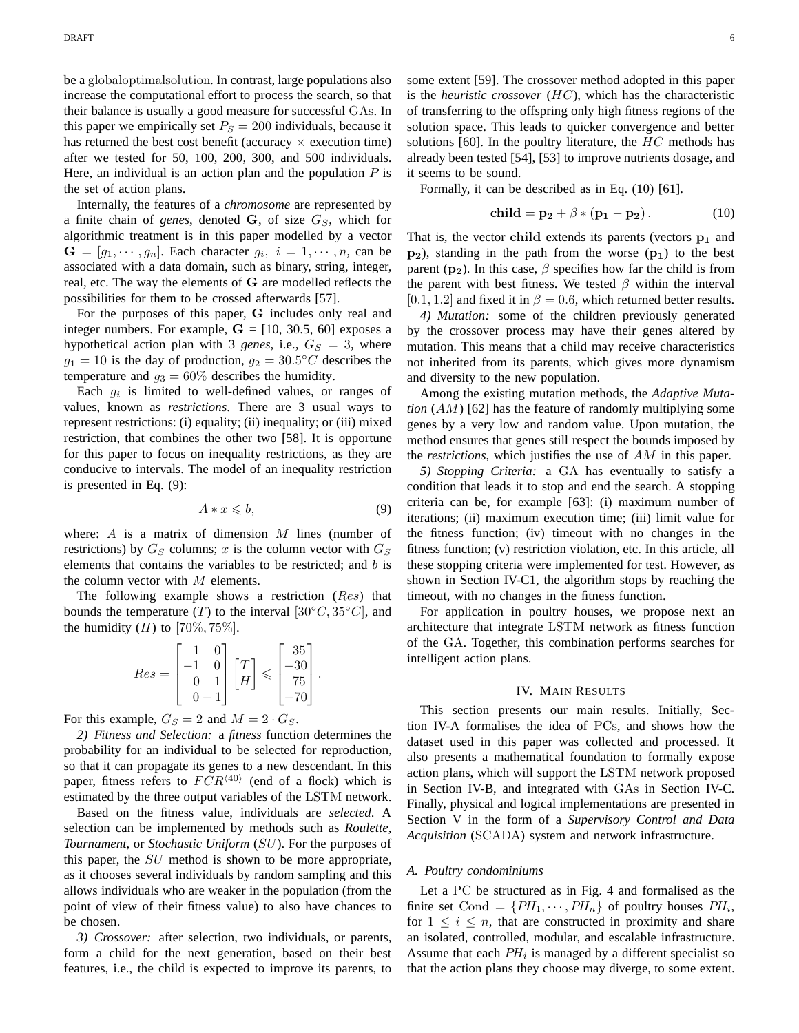be a globaloptimalsolution. In contrast, large populations also increase the computational effort to process the search, so that their balance is usually a good measure for successful GAs. In this paper we empirically set $P_S = 200$ individuals, because it has returned the best cost benefit (accuracy × execution time) after we tested for 50, 100, 200, 300, and 500 individuals. Here, an individual is an action plan and the population $P$ is the set of action plans.

Internally, the features of a *chromosome* are represented by a finite chain of *genes*, denoted $\mathbf{G}$, of size $G_S$, which for algorithmic treatment is in this paper modelled by a vector $\mathbf{G} = [g_1, \cdots, g_n]$. Each character $g_i,\ i = 1, \cdots, n$, can be associated with a data domain, such as binary, string, integer, real, etc. The way the elements of $\mathbf{G}$ are modelled reflects the possibilities for them to be crossed afterwards [57].

For the purposes of this paper, $\mathbf{G}$ includes only real and integer numbers. For example, $\mathbf{G}$ = [10, 30.5, 60] exposes a hypothetical action plan with 3 *genes*, i.e., $G_S = 3$, where $g_1 = 10$ is the day of production, $g_2 = 30.5°C$ describes the temperature and $g_3 = 60\%$ describes the humidity.

Each $g_i$ is limited to well-defined values, or ranges of values, known as *restrictions*. There are 3 usual ways to represent restrictions: (i) equality; (ii) inequality; or (iii) mixed restriction, that combines the other two [58]. It is opportune for this paper to focus on inequality restrictions, as they are conducive to intervals. The model of an inequality restriction is presented in Eq. (9):

$$A * x \leqslant b, \tag{9}$$

where: $A$ is a matrix of dimension $M$ lines (number of restrictions) by $G_S$ columns; $x$ is the column vector with $G_S$ elements that contains the variables to be restricted; and $b$ is the column vector with $M$ elements.

The following example shows a restriction ($Res$) that bounds the temperature ($T$) to the interval $[30°C, 35°C]$, and the humidity ($H$) to $[70\%, 75\%]$.

$$Res = \begin{bmatrix} 1 & 0 \\ -1 & 0 \\ 0 & 1 \\ 0 & -1 \end{bmatrix} \begin{bmatrix} T \\ H \end{bmatrix} \leqslant \begin{bmatrix} 35 \\ -30 \\ 75 \\ -70 \end{bmatrix}.$$

For this example, $G_S = 2$ and $M = 2 \cdot G_S$.

*2) Fitness and Selection:* a *fitness* function determines the probability for an individual to be selected for reproduction, so that it can propagate its genes to a new descendant. In this paper, fitness refers to $FCR^{\langle 40 \rangle}$ (end of a flock) which is estimated by the three output variables of the LSTM network.

Based on the fitness value, individuals are *selected*. A selection can be implemented by methods such as *Roulette*, *Tournament*, or *Stochastic Uniform* ($SU$). For the purposes of this paper, the $SU$ method is shown to be more appropriate, as it chooses several individuals by random sampling and this allows individuals who are weaker in the population (from the point of view of their fitness value) to also have chances to be chosen.

*3) Crossover:* after selection, two individuals, or parents, form a child for the next generation, based on their best features, i.e., the child is expected to improve its parents, to some extent [59]. The crossover method adopted in this paper is the *heuristic crossover* ($HC$), which has the characteristic of transferring to the offspring only high fitness regions of the solution space. This leads to quicker convergence and better solutions [60]. In the poultry literature, the $HC$ methods has already been tested [54], [53] to improve nutrients dosage, and it seems to be sound.

Formally, it can be described as in Eq. (10) [61].

$$\mathbf{child} = \mathbf{p_2} + \beta * (\mathbf{p_1} - \mathbf{p_2}). \tag{10}$$

That is, the vector $\mathbf{child}$ extends its parents (vectors $\mathbf{p_1}$ and $\mathbf{p_2}$), standing in the path from the worse ($\mathbf{p_1}$) to the best parent ($\mathbf{p_2}$). In this case, $\beta$ specifies how far the child is from the parent with best fitness. We tested $\beta$ within the interval $[0.1, 1.2]$ and fixed it in $\beta = 0.6$, which returned better results.

*4) Mutation:* some of the children previously generated by the crossover process may have their genes altered by mutation. This means that a child may receive characteristics not inherited from its parents, which gives more dynamism and diversity to the new population.

Among the existing mutation methods, the *Adaptive Mutation* ($AM$) [62] has the feature of randomly multiplying some genes by a very low and random value. Upon mutation, the method ensures that genes still respect the bounds imposed by the *restrictions*, which justifies the use of $AM$ in this paper.

*5) Stopping Criteria:* a GA has eventually to satisfy a condition that leads it to stop and end the search. A stopping criteria can be, for example [63]: (i) maximum number of iterations; (ii) maximum execution time; (iii) limit value for the fitness function; (iv) timeout with no changes in the fitness function; (v) restriction violation, etc. In this article, all these stopping criteria were implemented for test. However, as shown in Section IV-C1, the algorithm stops by reaching the timeout, with no changes in the fitness function.

For application in poultry houses, we propose next an architecture that integrate LSTM network as fitness function of the GA. Together, this combination performs searches for intelligent action plans.

## IV. Main Results

This section presents our main results. Initially, Section IV-A formalises the idea of PCs, and shows how the dataset used in this paper was collected and processed. It also presents a mathematical foundation to formally expose action plans, which will support the LSTM network proposed in Section IV-B, and integrated with GAs in Section IV-C. Finally, physical and logical implementations are presented in Section V in the form of a *Supervisory Control and Data Acquisition* (SCADA) system and network infrastructure.

### A. Poultry condominiums

Let a PC be structured as in Fig. 4 and formalised as the finite set $\text{Cond} = \{PH_1, \cdots, PH_n\}$ of poultry houses $PH_i$, for $1 \leq i \leq n$, that are constructed in proximity and share an isolated, controlled, modular, and escalable infrastructure. Assume that each $PH_i$ is managed by a different specialist so that the action plans they choose may diverge, to some extent.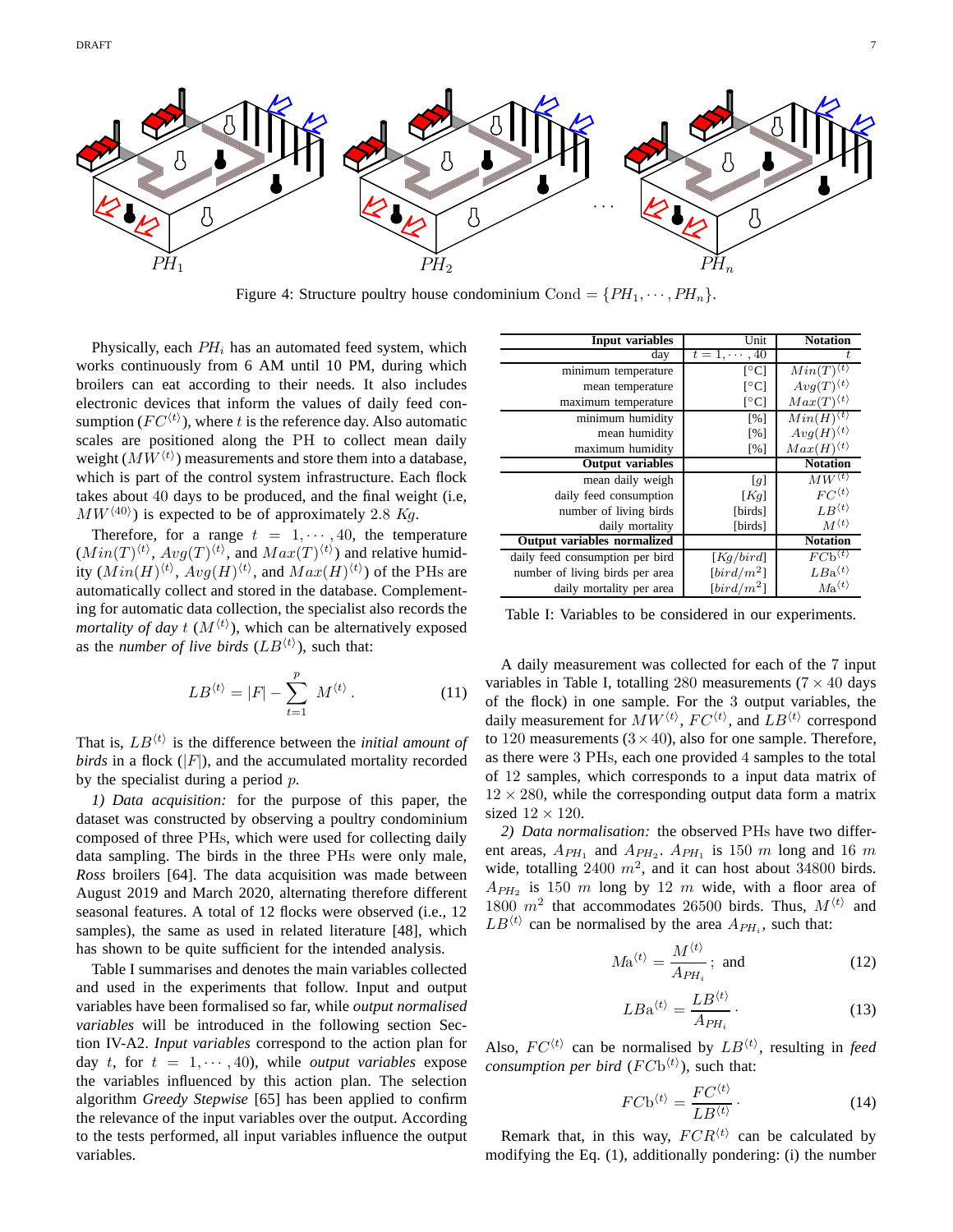Figure 4: Structure poultry house condominium $\mathrm{Cond} = \{PH_1, \cdots, PH_n\}$.

Physically, each $PH_i$ has an automated feed system, which works continuously from 6 AM until 10 PM, during which broilers can eat according to their needs. It also includes electronic devices that inform the values of daily feed consumption ($FC^{\langle t \rangle}$), where $t$ is the reference day. Also automatic scales are positioned along the PH to collect mean daily weight ($MW^{\langle t \rangle}$) measurements and store them into a database, which is part of the control system infrastructure. Each flock takes about 40 days to be produced, and the final weight (i.e, $MW^{\langle 40 \rangle}$) is expected to be of approximately 2.8 $Kg$.

Therefore, for a range $t = 1, \cdots, 40$, the temperature ($Min(T)^{\langle t \rangle}$, $Avg(T)^{\langle t \rangle}$, and $Max(T)^{\langle t \rangle}$) and relative humidity ($Min(H)^{\langle t \rangle}$, $Avg(H)^{\langle t \rangle}$, and $Max(H)^{\langle t \rangle}$) of the PHs are automatically collect and stored in the database. Complementing for automatic data collection, the specialist also records the *mortality of day* $t$ ($M^{\langle t \rangle}$), which can be alternatively exposed as the *number of live birds* ($LB^{\langle t \rangle}$), such that:

$$LB^{\langle t \rangle} = |F| - \sum_{t=1}^{p} M^{\langle t \rangle}. \tag{11}$$

That is, $LB^{\langle t \rangle}$ is the difference between the *initial amount of birds* in a flock ($|F|$), and the accumulated mortality recorded by the specialist during a period $p$.

*1) Data acquisition:* for the purpose of this paper, the dataset was constructed by observing a poultry condominium composed of three PHs, which were used for collecting daily data sampling. The birds in the three PHs were only male, *Ross* broilers [64]. The data acquisition was made between August 2019 and March 2020, alternating therefore different seasonal features. A total of 12 flocks were observed (i.e., 12 samples), the same as used in related literature [48], which has shown to be quite sufficient for the intended analysis.

Table I summarises and denotes the main variables collected and used in the experiments that follow. Input and output variables have been formalised so far, while *output normalised variables* will be introduced in the following section Section IV-A2. *Input variables* correspond to the action plan for day $t$, for $t = 1, \cdots, 40$), while *output variables* expose the variables influenced by this action plan. The selection algorithm *Greedy Stepwise* [65] has been applied to confirm the relevance of the input variables over the output. According to the tests performed, all input variables influence the output variables.

| **Input variables** | Unit | **Notation** |
|---|---|---|
| day | $t = 1, \cdots, 40$ | $t$ |
| minimum temperature | [°C] | $Min(T)^{\langle t \rangle}$ |
| mean temperature | [°C] | $Avg(T)^{\langle t \rangle}$ |
| maximum temperature | [°C] | $Max(T)^{\langle t \rangle}$ |
| minimum humidity | [%] | $Min(H)^{\langle t \rangle}$ |
| mean humidity | [%] | $Avg(H)^{\langle t \rangle}$ |
| maximum humidity | [%] | $Max(H)^{\langle t \rangle}$ |
| **Output variables** | | **Notation** |
| mean daily weigh | $[g]$ | $MW^{\langle t \rangle}$ |
| daily feed consumption | $[Kg]$ | $FC^{\langle t \rangle}$ |
| number of living birds | [birds] | $LB^{\langle t \rangle}$ |
| daily mortality | [birds] | $M^{\langle t \rangle}$ |
| **Output variables normalized** | | **Notation** |
| daily feed consumption per bird | $[Kg/bird]$ | $FC\mathrm{b}^{\langle t \rangle}$ |
| number of living birds per area | $[bird/m^2]$ | $LB\mathrm{a}^{\langle t \rangle}$ |
| daily mortality per area | $[bird/m^2]$ | $M\mathrm{a}^{\langle t \rangle}$ |

Table I: Variables to be considered in our experiments.

A daily measurement was collected for each of the 7 input variables in Table I, totalling 280 measurements ($7 \times 40$ days of the flock) in one sample. For the 3 output variables, the daily measurement for $MW^{\langle t \rangle}$, $FC^{\langle t \rangle}$, and $LB^{\langle t \rangle}$ correspond to 120 measurements ($3 \times 40$), also for one sample. Therefore, as there were 3 PHs, each one provided 4 samples to the total of 12 samples, which corresponds to a input data matrix of $12 \times 280$, while the corresponding output data form a matrix sized $12 \times 120$.

*2) Data normalisation:* the observed PHs have two different areas, $A_{PH_1}$ and $A_{PH_2}$. $A_{PH_1}$ is 150 $m$ long and 16 $m$ wide, totalling 2400 $m^2$, and it can host about 34800 birds. $A_{PH_2}$ is 150 $m$ long by 12 $m$ wide, with a floor area of 1800 $m^2$ that accommodates 26500 birds. Thus, $M^{\langle t \rangle}$ and $LB^{\langle t \rangle}$ can be normalised by the area $A_{PH_i}$, such that:

$$M\mathrm{a}^{\langle t \rangle} = \frac{M^{\langle t \rangle}}{A_{PH_i}}; \text{ and} \tag{12}$$

$$LB\mathrm{a}^{\langle t \rangle} = \frac{LB^{\langle t \rangle}}{A_{PH_i}}. \tag{13}$$

Also, $FC^{\langle t \rangle}$ can be normalised by $LB^{\langle t \rangle}$, resulting in *feed consumption per bird* ($FC\mathrm{b}^{\langle t \rangle}$), such that:

$$FC\mathrm{b}^{\langle t \rangle} = \frac{FC^{\langle t \rangle}}{LB^{\langle t \rangle}}. \tag{14}$$

Remark that, in this way, $FCR^{\langle t \rangle}$ can be calculated by modifying the Eq. (1), additionally pondering: (i) the number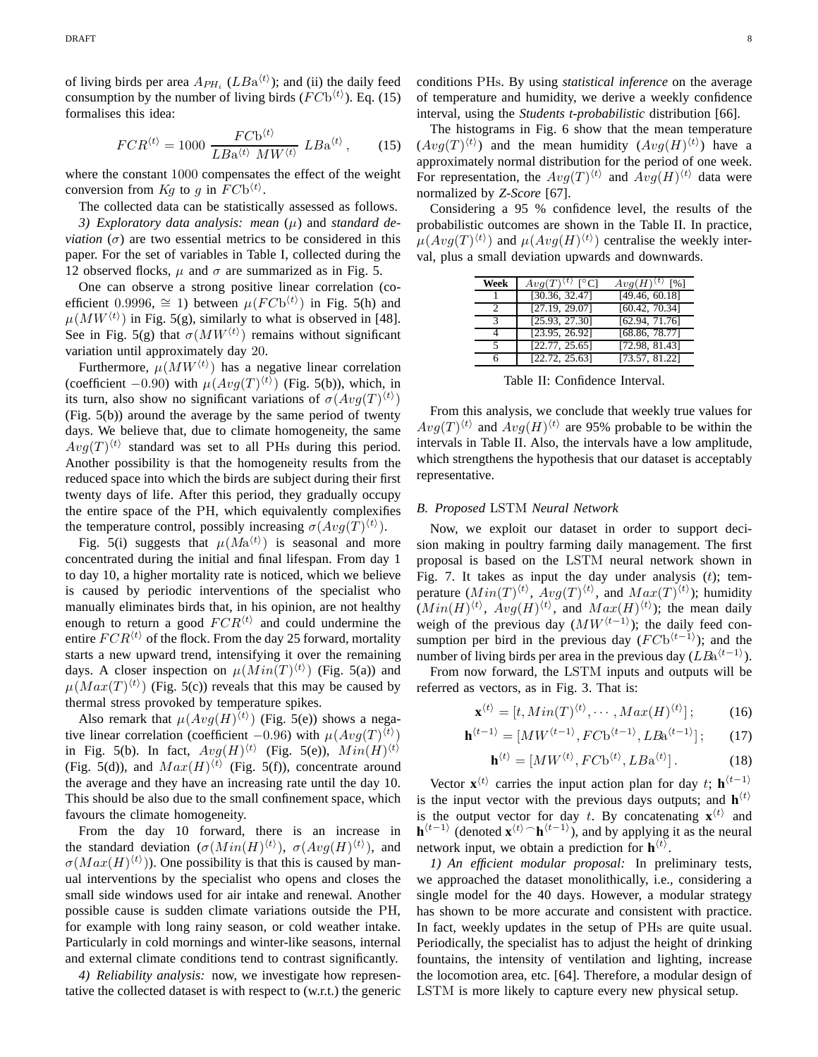of living birds per area $A_{PH_i}$ ($LBa^{\langle t\rangle}$); and (ii) the daily feed consumption by the number of living birds ($FCb^{\langle t\rangle}$). Eq. (15) formalises this idea:

$$FCR^{\langle t\rangle} = 1000 \, \frac{FCb^{\langle t\rangle}}{LBa^{\langle t\rangle} \; MW^{\langle t\rangle}} \; LBa^{\langle t\rangle}\,, \qquad (15)$$

where the constant $1000$ compensates the effect of the weight conversion from $Kg$ to $g$ in $FCb^{\langle t\rangle}$.

The collected data can be statistically assessed as follows.

*3) Exploratory data analysis: mean* ($\mu$) and *standard deviation* ($\sigma$) are two essential metrics to be considered in this paper. For the set of variables in Table I, collected during the 12 observed flocks, $\mu$ and $\sigma$ are summarized as in Fig. 5.

One can observe a strong positive linear correlation (coefficient $0.9996$, $\cong 1$) between $\mu(FCb^{\langle t\rangle})$ in Fig. 5(h) and $\mu(MW^{\langle t\rangle})$ in Fig. 5(g), similarly to what is observed in [48]. See in Fig. 5(g) that $\sigma(MW^{\langle t\rangle})$ remains without significant variation until approximately day $20$.

Furthermore, $\mu(MW^{\langle t\rangle})$ has a negative linear correlation (coefficient $-0.90$) with $\mu(Avg(T)^{\langle t\rangle})$ (Fig. 5(b)), which, in its turn, also show no significant variations of $\sigma(Avg(T)^{\langle t\rangle})$ (Fig. 5(b)) around the average by the same period of twenty days. We believe that, due to climate homogeneity, the same $Avg(T)^{\langle t\rangle}$ standard was set to all PHs during this period. Another possibility is that the homogeneity results from the reduced space into which the birds are subject during their first twenty days of life. After this period, they gradually occupy the entire space of the PH, which equivalently complexifies the temperature control, possibly increasing $\sigma(Avg(T)^{\langle t\rangle})$.

Fig. 5(i) suggests that $\mu(Ma^{\langle t\rangle})$ is seasonal and more concentrated during the initial and final lifespan. From day 1 to day 10, a higher mortality rate is noticed, which we believe is caused by periodic interventions of the specialist who manually eliminates birds that, in his opinion, are not healthy enough to return a good $FCR^{\langle t\rangle}$ and could undermine the entire $FCR^{\langle t\rangle}$ of the flock. From the day 25 forward, mortality starts a new upward trend, intensifying it over the remaining days. A closer inspection on $\mu(Min(T)^{\langle t\rangle})$ (Fig. 5(a)) and $\mu(Max(T)^{\langle t\rangle})$ (Fig. 5(c)) reveals that this may be caused by thermal stress provoked by temperature spikes.

Also remark that $\mu(Avg(H)^{\langle t\rangle})$ (Fig. 5(e)) shows a negative linear correlation (coefficient $-0.96$) with $\mu(Avg(T)^{\langle t\rangle})$ in Fig. 5(b). In fact, $Avg(H)^{\langle t\rangle}$ (Fig. 5(e)), $Min(H)^{\langle t\rangle}$ (Fig. 5(d)), and $Max(H)^{\langle t\rangle}$ (Fig. 5(f)), concentrate around the average and they have an increasing rate until the day 10. This should be also due to the small confinement space, which favours the climate homogeneity.

From the day 10 forward, there is an increase in the standard deviation ($\sigma(Min(H)^{\langle t\rangle})$, $\sigma(Avg(H)^{\langle t\rangle})$, and $\sigma(Max(H)^{\langle t\rangle})$). One possibility is that this is caused by manual interventions by the specialist who opens and closes the small side windows used for air intake and renewal. Another possible cause is sudden climate variations outside the PH, for example with long rainy season, or cold weather intake. Particularly in cold mornings and winter-like seasons, internal and external climate conditions tend to contrast significantly.

*4) Reliability analysis:* now, we investigate how representative the collected dataset is with respect to (w.r.t.) the generic conditions PHs. By using *statistical inference* on the average of temperature and humidity, we derive a weekly confidence interval, using the *Students t-probabilistic* distribution [66].

The histograms in Fig. 6 show that the mean temperature ($Avg(T)^{\langle t\rangle}$) and the mean humidity ($Avg(H)^{\langle t\rangle}$) have a approximately normal distribution for the period of one week. For representation, the $Avg(T)^{\langle t\rangle}$ and $Avg(H)^{\langle t\rangle}$ data were normalized by *Z-Score* [67].

Considering a 95 % confidence level, the results of the probabilistic outcomes are shown in the Table II. In practice, $\mu(Avg(T)^{\langle t\rangle})$ and $\mu(Avg(H)^{\langle t\rangle})$ centralise the weekly interval, plus a small deviation upwards and downwards.

| Week | $Avg(T)^{\langle t\rangle}$ [°C] | $Avg(H)^{\langle t\rangle}$ [%] |
|---|---|---|
| 1 | [30.36, 32.47] | [49.46, 60.18] |
| 2 | [27.19, 29.07] | [60.42, 70.34] |
| 3 | [25.93, 27.30] | [62.94, 71.76] |
| 4 | [23.95, 26.92] | [68.86, 78.77] |
| 5 | [22.77, 25.65] | [72.98, 81.43] |
| 6 | [22.72, 25.63] | [73.57, 81.22] |

Table II: Confidence Interval.

From this analysis, we conclude that weekly true values for $Avg(T)^{\langle t\rangle}$ and $Avg(H)^{\langle t\rangle}$ are 95% probable to be within the intervals in Table II. Also, the intervals have a low amplitude, which strengthens the hypothesis that our dataset is acceptably representative.

### *B. Proposed* LSTM *Neural Network*

Now, we exploit our dataset in order to support decision making in poultry farming daily management. The first proposal is based on the LSTM neural network shown in Fig. 7. It takes as input the day under analysis ($t$); temperature ($Min(T)^{\langle t\rangle}$, $Avg(T)^{\langle t\rangle}$, and $Max(T)^{\langle t\rangle}$); humidity ($Min(H)^{\langle t\rangle}$, $Avg(H)^{\langle t\rangle}$, and $Max(H)^{\langle t\rangle}$); the mean daily weigh of the previous day ($MW^{\langle t-1\rangle}$); the daily feed consumption per bird in the previous day ($FCb^{\langle t-1\rangle}$); and the number of living birds per area in the previous day ($LBa^{\langle t-1\rangle}$).

From now forward, the LSTM inputs and outputs will be referred as vectors, as in Fig. 3. That is:

$$\mathbf{x}^{\langle t\rangle} = [t, Min(T)^{\langle t\rangle}, \cdots, Max(H)^{\langle t\rangle}]\,; \qquad (16)$$

$$\mathbf{h}^{\langle t-1\rangle} = [MW^{\langle t-1\rangle}, FCb^{\langle t-1\rangle}, LBa^{\langle t-1\rangle}]\,; \qquad (17)$$

$$\mathbf{h}^{\langle t\rangle} = [MW^{\langle t\rangle}, FCb^{\langle t\rangle}, LBa^{\langle t\rangle}]\,. \qquad (18)$$

Vector $\mathbf{x}^{\langle t\rangle}$ carries the input action plan for day $t$; $\mathbf{h}^{\langle t-1\rangle}$ is the input vector with the previous days outputs; and $\mathbf{h}^{\langle t\rangle}$ is the output vector for day $t$. By concatenating $\mathbf{x}^{\langle t\rangle}$ and $\mathbf{h}^{\langle t-1\rangle}$ (denoted $\mathbf{x}^{\langle t\rangle} \frown \mathbf{h}^{\langle t-1\rangle}$), and by applying it as the neural network input, we obtain a prediction for $\mathbf{h}^{\langle t\rangle}$.

*1) An efficient modular proposal:* In preliminary tests, we approached the dataset monolithically, i.e., considering a single model for the 40 days. However, a modular strategy has shown to be more accurate and consistent with practice. In fact, weekly updates in the setup of PHs are quite usual. Periodically, the specialist has to adjust the height of drinking fountains, the intensity of ventilation and lighting, increase the locomotion area, etc. [64]. Therefore, a modular design of LSTM is more likely to capture every new physical setup.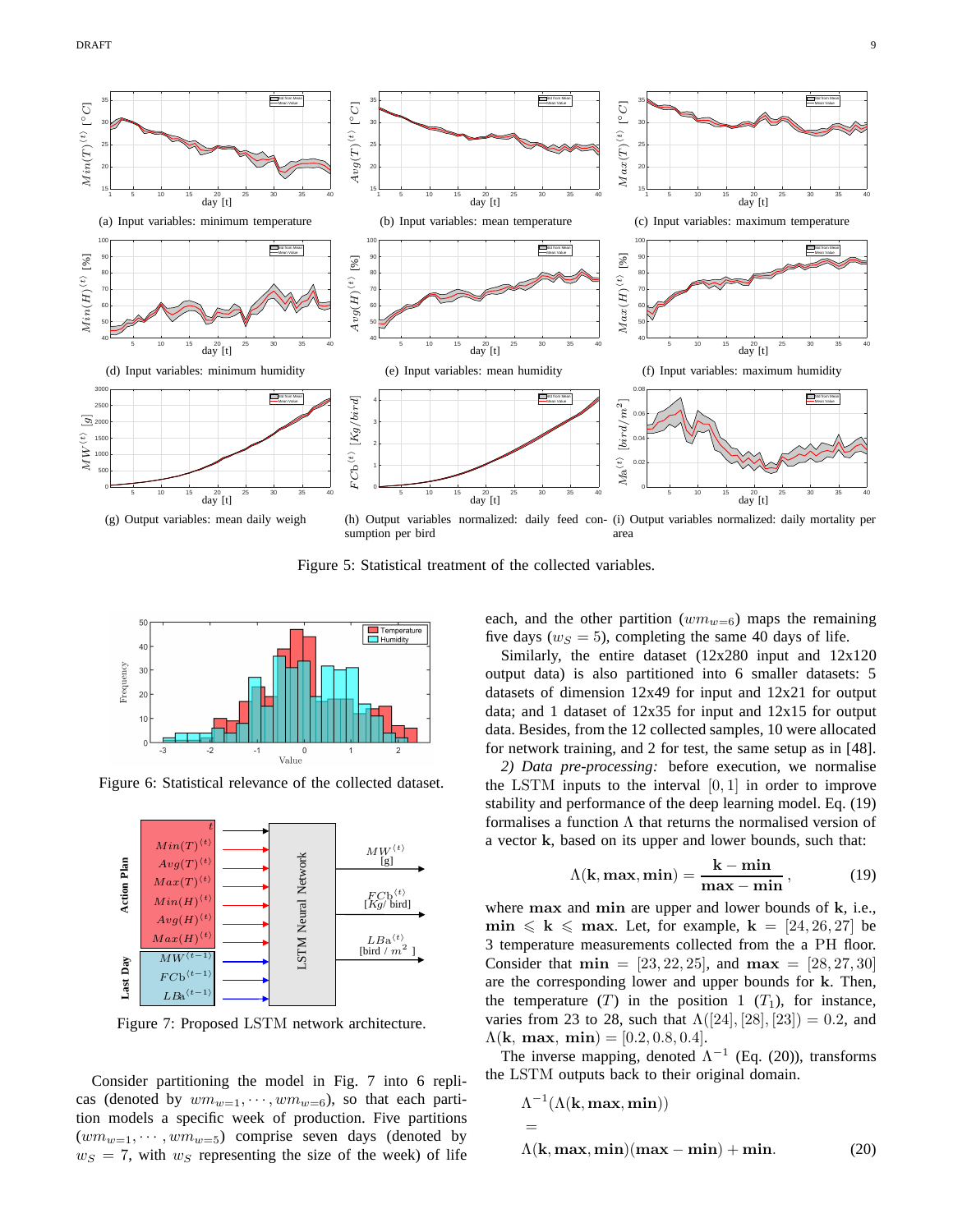(a) Input variables: minimum temperature

(b) Input variables: mean temperature

(c) Input variables: maximum temperature

(d) Input variables: minimum humidity

(e) Input variables: mean humidity

(f) Input variables: maximum humidity

(g) Output variables: mean daily weigh

(h) Output variables normalized: daily feed consumption per bird

(i) Output variables normalized: daily mortality per area

Figure 5: Statistical treatment of the collected variables.

Figure 6: Statistical relevance of the collected dataset.

Figure 7: Proposed LSTM network architecture.

Consider partitioning the model in Fig. 7 into 6 replicas (denoted by $wm_{w=1}, \cdots, wm_{w=6}$), so that each partition models a specific week of production. Five partitions ($wm_{w=1}, \cdots, wm_{w=5}$) comprise seven days (denoted by $w_S = 7$, with $w_S$ representing the size of the week) of life each, and the other partition ($wm_{w=6}$) maps the remaining five days ($w_S = 5$), completing the same 40 days of life.

Similarly, the entire dataset (12x280 input and 12x120 output data) is also partitioned into 6 smaller datasets: 5 datasets of dimension 12x49 for input and 12x21 for output data; and 1 dataset of 12x35 for input and 12x15 for output data. Besides, from the 12 collected samples, 10 were allocated for network training, and 2 for test, the same setup as in [48].

*2) Data pre-processing:* before execution, we normalise the LSTM inputs to the interval $[0, 1]$ in order to improve stability and performance of the deep learning model. Eq. (19) formalises a function $\Lambda$ that returns the normalised version of a vector $\mathbf{k}$, based on its upper and lower bounds, such that:

$$\Lambda(\mathbf{k}, \mathbf{max}, \mathbf{min}) = \frac{\mathbf{k} - \mathbf{min}}{\mathbf{max} - \mathbf{min}}, \tag{19}$$

where $\mathbf{max}$ and $\mathbf{min}$ are upper and lower bounds of $\mathbf{k}$, i.e., $\mathbf{min} \leqslant \mathbf{k} \leqslant \mathbf{max}$. Let, for example, $\mathbf{k} = [24, 26, 27]$ be 3 temperature measurements collected from the a PH floor. Consider that $\mathbf{min} = [23, 22, 25]$, and $\mathbf{max} = [28, 27, 30]$ are the corresponding lower and upper bounds for $\mathbf{k}$. Then, the temperature ($T$) in the position 1 ($T_1$), for instance, varies from 23 to 28, such that $\Lambda([24], [28], [23]) = 0.2$, and $\Lambda(\mathbf{k}, \mathbf{max}, \mathbf{min}) = [0.2, 0.8, 0.4]$.

The inverse mapping, denoted $\Lambda^{-1}$ (Eq. (20)), transforms the LSTM outputs back to their original domain.

$$\Lambda^{-1}(\Lambda(\mathbf{k}, \mathbf{max}, \mathbf{min})) = \Lambda(\mathbf{k}, \mathbf{max}, \mathbf{min})(\mathbf{max} - \mathbf{min}) + \mathbf{min}. \tag{20}$$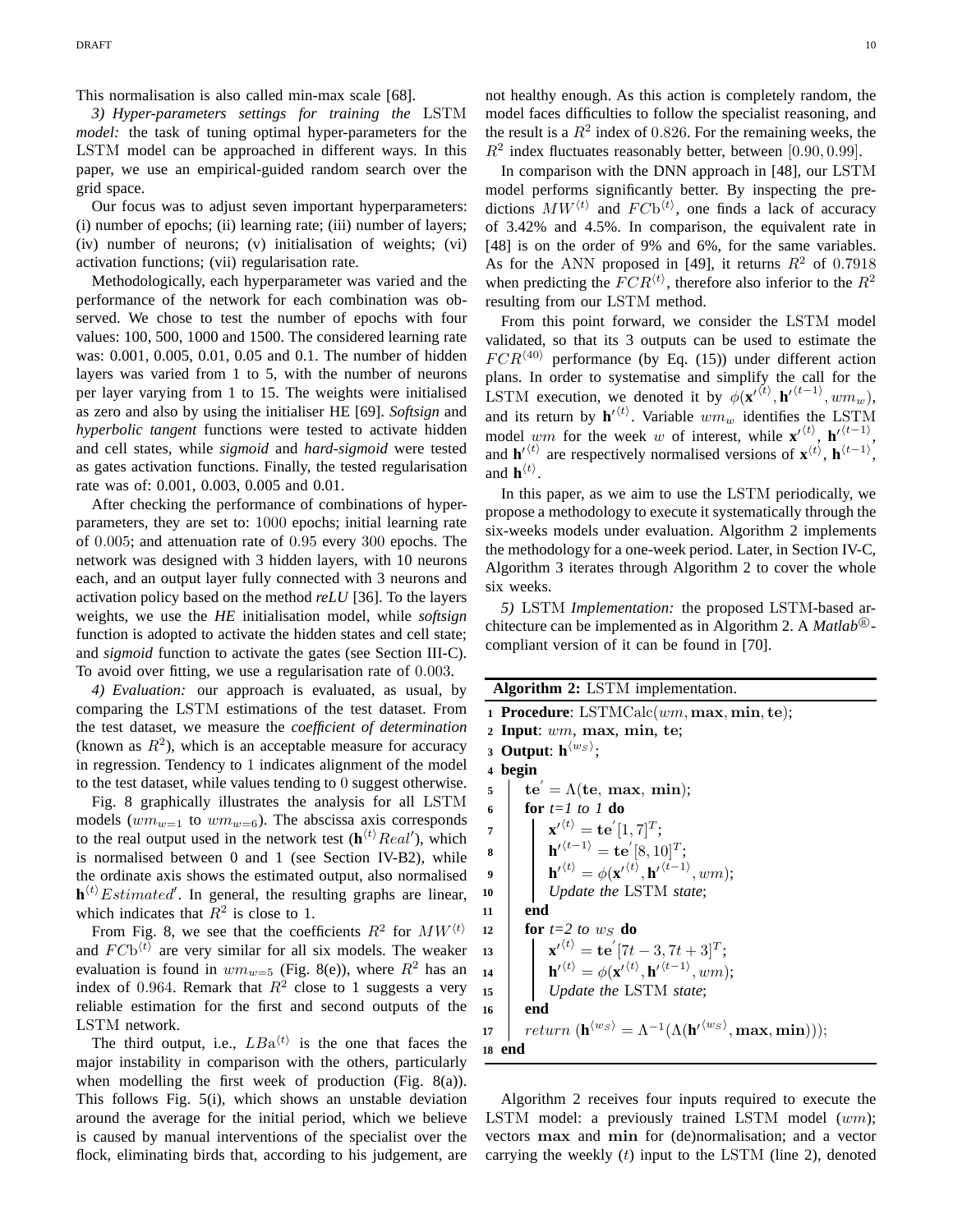This normalisation is also called min-max scale [68].

*3) Hyper-parameters settings for training the* LSTM *model:* the task of tuning optimal hyper-parameters for the LSTM model can be approached in different ways. In this paper, we use an empirical-guided random search over the grid space.

Our focus was to adjust seven important hyperparameters: (i) number of epochs; (ii) learning rate; (iii) number of layers; (iv) number of neurons; (v) initialisation of weights; (vi) activation functions; (vii) regularisation rate.

Methodologically, each hyperparameter was varied and the performance of the network for each combination was observed. We chose to test the number of epochs with four values: 100, 500, 1000 and 1500. The considered learning rate was: 0.001, 0.005, 0.01, 0.05 and 0.1. The number of hidden layers was varied from 1 to 5, with the number of neurons per layer varying from 1 to 15. The weights were initialised as zero and also by using the initialiser HE [69]. *Softsign* and *hyperbolic tangent* functions were tested to activate hidden and cell states, while *sigmoid* and *hard-sigmoid* were tested as gates activation functions. Finally, the tested regularisation rate was of: 0.001, 0.003, 0.005 and 0.01.

After checking the performance of combinations of hyper-parameters, they are set to: $1000$ epochs; initial learning rate of $0.005$; and attenuation rate of $0.95$ every $300$ epochs. The network was designed with 3 hidden layers, with 10 neurons each, and an output layer fully connected with 3 neurons and activation policy based on the method *reLU* [36]. To the layers weights, we use the ***HE*** initialisation model, while *softsign* function is adopted to activate the hidden states and cell state; and *sigmoid* function to activate the gates (see Section III-C). To avoid over fitting, we use a regularisation rate of $0.003$.

*4) Evaluation:* our approach is evaluated, as usual, by comparing the LSTM estimations of the test dataset. From the test dataset, we measure the *coefficient of determination* (known as $R^2$), which is an acceptable measure for accuracy in regression. Tendency to $1$ indicates alignment of the model to the test dataset, while values tending to $0$ suggest otherwise.

Fig. 8 graphically illustrates the analysis for all LSTM models ($wm_{w=1}$ to $wm_{w=6}$). The abscissa axis corresponds to the real output used in the network test ($\mathbf{h}^{\langle t\rangle}Real'$), which is normalised between 0 and 1 (see Section IV-B2), while the ordinate axis shows the estimated output, also normalised $\mathbf{h}^{\langle t\rangle}Estimated'$. In general, the resulting graphs are linear, which indicates that $R^2$ is close to 1.

From Fig. 8, we see that the coefficients $R^2$ for $MW^{\langle t\rangle}$ and $FC\mathrm{b}^{\langle t\rangle}$ are very similar for all six models. The weaker evaluation is found in $wm_{w=5}$ (Fig. 8(e)), where $R^2$ has an index of $0.964$. Remark that $R^2$ close to 1 suggests a very reliable estimation for the first and second outputs of the LSTM network.

The third output, i.e., $LB\mathrm{a}^{\langle t\rangle}$ is the one that faces the major instability in comparison with the others, particularly when modelling the first week of production (Fig. 8(a)). This follows Fig. 5(i), which shows an unstable deviation around the average for the initial period, which we believe is caused by manual interventions of the specialist over the flock, eliminating birds that, according to his judgement, are not healthy enough. As this action is completely random, the model faces difficulties to follow the specialist reasoning, and the result is a $R^2$ index of $0.826$. For the remaining weeks, the $R^2$ index fluctuates reasonably better, between $[0.90, 0.99]$.

In comparison with the DNN approach in [48], our LSTM model performs significantly better. By inspecting the predictions $MW^{\langle t\rangle}$ and $FC\mathrm{b}^{\langle t\rangle}$, one finds a lack of accuracy of 3.42% and 4.5%. In comparison, the equivalent rate in [48] is on the order of 9% and 6%, for the same variables. As for the ANN proposed in [49], it returns $R^2$ of $0.7918$ when predicting the $FCR^{\langle t\rangle}$, therefore also inferior to the $R^2$ resulting from our LSTM method.

From this point forward, we consider the LSTM model validated, so that its 3 outputs can be used to estimate the $FCR^{\langle 40\rangle}$ performance (by Eq. (15)) under different action plans. In order to systematise and simplify the call for the LSTM execution, we denoted it by $\phi(\mathbf{x'}^{\langle t\rangle}, \mathbf{h'}^{\langle t-1\rangle}, wm_w)$, and its return by $\mathbf{h'}^{\langle t\rangle}$. Variable $wm_w$ identifies the LSTM model $wm$ for the week $w$ of interest, while $\mathbf{x'}^{\langle t\rangle}$, $\mathbf{h'}^{\langle t-1\rangle}$, and $\mathbf{h'}^{\langle t\rangle}$ are respectively normalised versions of $\mathbf{x}^{\langle t\rangle}$, $\mathbf{h}^{\langle t-1\rangle}$, and $\mathbf{h}^{\langle t\rangle}$.

In this paper, as we aim to use the LSTM periodically, we propose a methodology to execute it systematically through the six-weeks models under evaluation. Algorithm 2 implements the methodology for a one-week period. Later, in Section IV-C, Algorithm 3 iterates through Algorithm 2 to cover the whole six weeks.

*5)* LSTM *Implementation:* the proposed LSTM-based architecture can be implemented as in Algorithm 2. A *Matlab*®-compliant version of it can be found in [70].

**Algorithm 2:** LSTM implementation.

```
1  Procedure: LSTMCalc(wm, max, min, te);
2  Input: wm, max, min, te;
3  Output: h^<wS>;
4  begin
5     te' = Λ(te, max, min);
6     for t=1 to 1 do
7        x'^<t> = te'[1,7]^T;
8        h'^<t-1> = te'[8,10]^T;
9        h'^<t> = φ(x'^<t>, h'^<t-1>, wm);
10       Update the LSTM state;
11    end
12    for t=2 to wS do
13       x'^<t> = te'[7t-3, 7t+3]^T;
14       h'^<t> = φ(x'^<t>, h'^<t-1>, wm);
15       Update the LSTM state;
16    end
17    return (h^<wS> = Λ^-1(Λ(h'^<wS>, max, min)));
18 end
```

Algorithm 2 receives four inputs required to execute the LSTM model: a previously trained LSTM model ($wm$); vectors $\mathbf{max}$ and $\mathbf{min}$ for (de)normalisation; and a vector carrying the weekly ($t$) input to the LSTM (line 2), denoted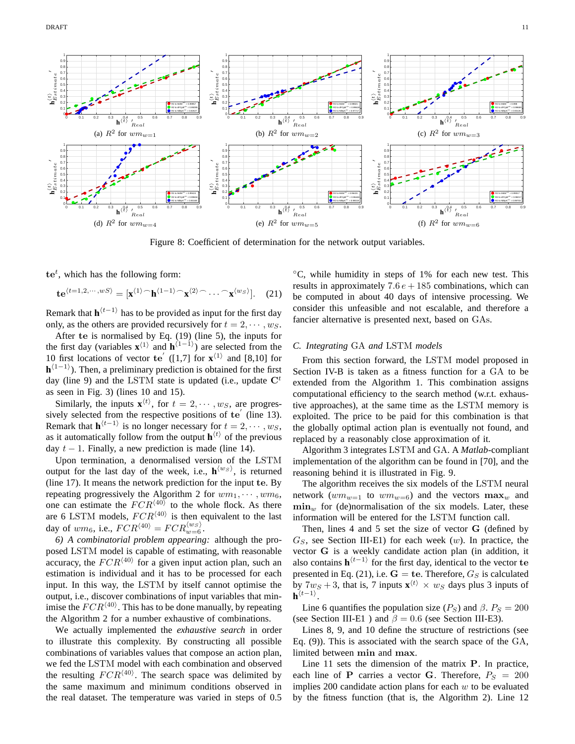(a) $R^2$ for $wm_{w=1}$

(b) $R^2$ for $wm_{w=2}$

(c) $R^2$ for $wm_{w=3}$

(d) $R^2$ for $wm_{w=4}$

(e) $R^2$ for $wm_{w=5}$

(f) $R^2$ for $wm_{w=6}$

Figure 8: Coefficient of determination for the network output variables.

$\mathbf{te}^t$, which has the following form:

$$\mathbf{te}^{\langle t=1,2,\cdots,wS\rangle} = [\mathbf{x}^{\langle 1\rangle} \frown \mathbf{h}^{\langle 1-1\rangle} \frown \mathbf{x}^{\langle 2\rangle} \frown \cdots \frown \mathbf{x}^{\langle w_S\rangle}]. \quad (21)$$

Remark that $\mathbf{h}^{\langle t-1\rangle}$ has to be provided as input for the first day only, as the others are provided recursively for $t = 2, \cdots, w_S$.

After $\mathbf{te}$ is normalised by Eq. (19) (line 5), the inputs for the first day (variables $\mathbf{x}^{\langle 1\rangle}$ and $\mathbf{h}^{\langle 1-1\rangle}$) are selected from the 10 first locations of vector $\mathbf{te}^{'}$ ([1,7] for $\mathbf{x}^{\langle 1\rangle}$ and [8,10] for $\mathbf{h}^{\langle 1-1\rangle}$). Then, a preliminary prediction is obtained for the first day (line 9) and the LSTM state is updated (i.e., update $\mathbf{C}^t$ as seen in Fig. 3) (lines 10 and 15).

Similarly, the inputs $\mathbf{x}^{\langle t\rangle}$, for $t = 2, \cdots, w_S$, are progressively selected from the respective positions of $\mathbf{te}^{'}$ (line 13). Remark that $\mathbf{h}^{\langle t-1\rangle}$ is no longer necessary for $t = 2, \cdots, w_S$, as it automatically follow from the output $\mathbf{h}^{\langle t\rangle}$ of the previous day $t-1$. Finally, a new prediction is made (line 14).

Upon termination, a denormalised version of the LSTM output for the last day of the week, i.e., $\mathbf{h}^{\langle w_S\rangle}$, is returned (line 17). It means the network prediction for the input $\mathbf{te}$. By repeating progressively the Algorithm 2 for $wm_1, \cdots, wm_6$, one can estimate the $FCR^{\langle 40\rangle}$ to the whole flock. As there are 6 LSTM models, $FCR^{\langle 40\rangle}$ is then equivalent to the last day of $wm_6$, i.e., $FCR^{\langle 40\rangle} = FCR^{\langle w_S\rangle}_{w=6}$.

*6) A combinatorial problem appearing:* although the proposed LSTM model is capable of estimating, with reasonable accuracy, the $FCR^{\langle 40\rangle}$ for a given input action plan, such an estimation is individual and it has to be processed for each input. In this way, the LSTM by itself cannot optimise the output, i.e., discover combinations of input variables that minimise the $FCR^{\langle 40\rangle}$. This has to be done manually, by repeating the Algorithm 2 for a number exhaustive of combinations.

We actually implemented the *exhaustive search* in order to illustrate this complexity. By constructing all possible combinations of variables values that compose an action plan, we fed the LSTM model with each combination and observed the resulting $FCR^{\langle 40\rangle}$. The search space was delimited by the same maximum and minimum conditions observed in the real dataset. The temperature was varied in steps of 0.5 °C, while humidity in steps of 1% for each new test. This results in approximately $7.6\,e+185$ combinations, which can be computed in about 40 days of intensive processing. We consider this unfeasible and not escalable, and therefore a fancier alternative is presented next, based on GAs.

### C. *Integrating* GA *and* LSTM *models*

From this section forward, the LSTM model proposed in Section IV-B is taken as a fitness function for a GA to be extended from the Algorithm 1. This combination assigns computational efficiency to the search method (w.r.t. exhaustive approaches), at the same time as the LSTM memory is exploited. The price to be paid for this combination is that the globally optimal action plan is eventually not found, and replaced by a reasonably close approximation of it.

Algorithm 3 integrates LSTM and GA. A *Matlab*-compliant implementation of the algorithm can be found in [70], and the reasoning behind it is illustrated in Fig. 9.

The algorithm receives the six models of the LSTM neural network ($wm_{w=1}$ to $wm_{w=6}$) and the vectors $\mathbf{max}_w$ and $\mathbf{min}_w$ for (de)normalisation of the six models. Later, these information will be entered for the LSTM function call.

Then, lines 4 and 5 set the size of vector $\mathbf{G}$ (defined by $G_S$, see Section III-E1) for each week ($w$). In practice, the vector $\mathbf{G}$ is a weekly candidate action plan (in addition, it also contains $\mathbf{h}^{\langle t-1\rangle}$ for the first day, identical to the vector $\mathbf{te}$ presented in Eq. (21), i.e. $\mathbf{G} = \mathbf{te}$. Therefore, $G_S$ is calculated by $7w_S + 3$, that is, 7 inputs $\mathbf{x}^{\langle t\rangle} \times w_S$ days plus 3 inputs of $\mathbf{h}^{\langle t-1\rangle}$.

Line 6 quantifies the population size ($P_S$) and $\beta$. $P_S = 200$ (see Section III-E1 ) and $\beta = 0.6$ (see Section III-E3).

Lines 8, 9, and 10 define the structure of restrictions (see Eq. (9)). This is associated with the search space of the GA, limited between $\mathbf{min}$ and $\mathbf{max}$.

Line 11 sets the dimension of the matrix $\mathbf{P}$. In practice, each line of $\mathbf{P}$ carries a vector $\mathbf{G}$. Therefore, $P_S = 200$ implies 200 candidate action plans for each $w$ to be evaluated by the fitness function (that is, the Algorithm 2). Line 12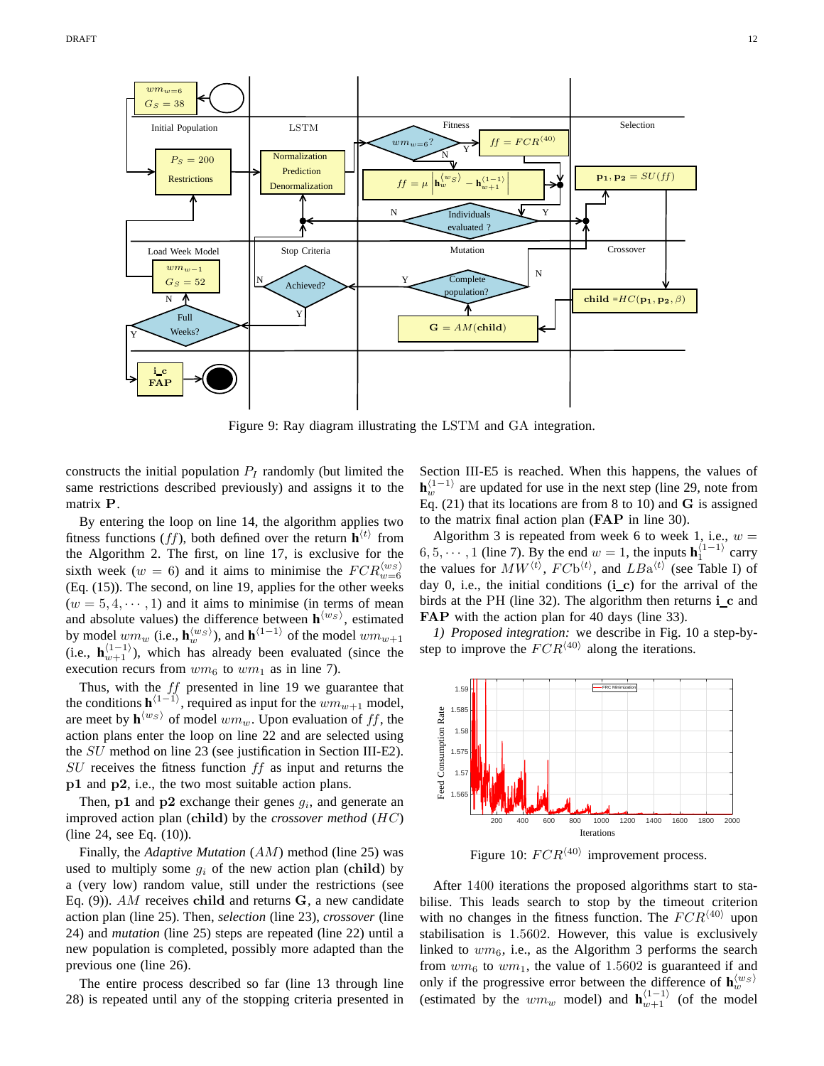Figure 9: Ray diagram illustrating the LSTM and GA integration.

constructs the initial population $P_I$ randomly (but limited the same restrictions described previously) and assigns it to the matrix $\mathbf{P}$.

By entering the loop on line 14, the algorithm applies two fitness functions ($ff$), both defined over the return $\mathbf{h}^{\langle t \rangle}$ from the Algorithm 2. The first, on line 17, is exclusive for the sixth week ($w = 6$) and it aims to minimise the $FCR^{\langle w_S \rangle}_{w=6}$ (Eq. (15)). The second, on line 19, applies for the other weeks ($w = 5, 4, \cdots, 1$) and it aims to minimise (in terms of mean and absolute values) the difference between $\mathbf{h}^{\langle w_S \rangle}$, estimated by model $wm_w$ (i.e., $\mathbf{h}^{\langle w_S \rangle}_w$), and $\mathbf{h}^{\langle 1-1 \rangle}$ of the model $wm_{w+1}$ (i.e., $\mathbf{h}^{\langle 1-1 \rangle}_{w+1}$), which has already been evaluated (since the execution recurs from $wm_6$ to $wm_1$ as in line 7).

Thus, with the $ff$ presented in line 19 we guarantee that the conditions $\mathbf{h}^{\langle 1-1 \rangle}$, required as input for the $wm_{w+1}$ model, are meet by $\mathbf{h}^{\langle w_S \rangle}$ of model $wm_w$. Upon evaluation of $ff$, the action plans enter the loop on line 22 and are selected using the $SU$ method on line 23 (see justification in Section III-E2). $SU$ receives the fitness function $ff$ as input and returns the $\mathbf{p1}$ and $\mathbf{p2}$, i.e., the two most suitable action plans.

Then, $\mathbf{p1}$ and $\mathbf{p2}$ exchange their genes $g_i$, and generate an improved action plan (**child**) by the *crossover method* ($HC$) (line 24, see Eq. (10)).

Finally, the *Adaptive Mutation* ($AM$) method (line 25) was used to multiply some $g_i$ of the new action plan (**child**) by a (very low) random value, still under the restrictions (see Eq. (9)). $AM$ receives **child** and returns $\mathbf{G}$, a new candidate action plan (line 25). Then, *selection* (line 23), *crossover* (line 24) and *mutation* (line 25) steps are repeated (line 22) until a new population is completed, possibly more adapted than the previous one (line 26).

The entire process described so far (line 13 through line 28) is repeated until any of the stopping criteria presented in Section III-E5 is reached. When this happens, the values of $\mathbf{h}^{\langle 1-1 \rangle}_w$ are updated for use in the next step (line 29, note from Eq. (21) that its locations are from 8 to 10) and $\mathbf{G}$ is assigned to the matrix final action plan (**FAP** in line 30).

Algorithm 3 is repeated from week 6 to week 1, i.e., $w = 6, 5, \cdots, 1$ (line 7). By the end $w = 1$, the inputs $\mathbf{h}^{\langle 1-1 \rangle}_1$ carry the values for $MW^{\langle t \rangle}$, $FCb^{\langle t \rangle}$, and $LBa^{\langle t \rangle}$ (see Table I) of day 0, i.e., the initial conditions (**i_c**) for the arrival of the birds at the PH (line 32). The algorithm then returns **i_c** and **FAP** with the action plan for 40 days (line 33).

*1) Proposed integration:* we describe in Fig. 10 a step-by-step to improve the $FCR^{\langle 40 \rangle}$ along the iterations.

Figure 10: $FCR^{\langle 40 \rangle}$ improvement process.

After 1400 iterations the proposed algorithms start to stabilise. This leads search to stop by the timeout criterion with no changes in the fitness function. The $FCR^{\langle 40 \rangle}$ upon stabilisation is 1.5602. However, this value is exclusively linked to $wm_6$, i.e., as the Algorithm 3 performs the search from $wm_6$ to $wm_1$, the value of 1.5602 is guaranteed if and only if the progressive error between the difference of $\mathbf{h}^{\langle w_S \rangle}_w$ (estimated by the $wm_w$ model) and $\mathbf{h}^{\langle 1-1 \rangle}_{w+1}$ (of the model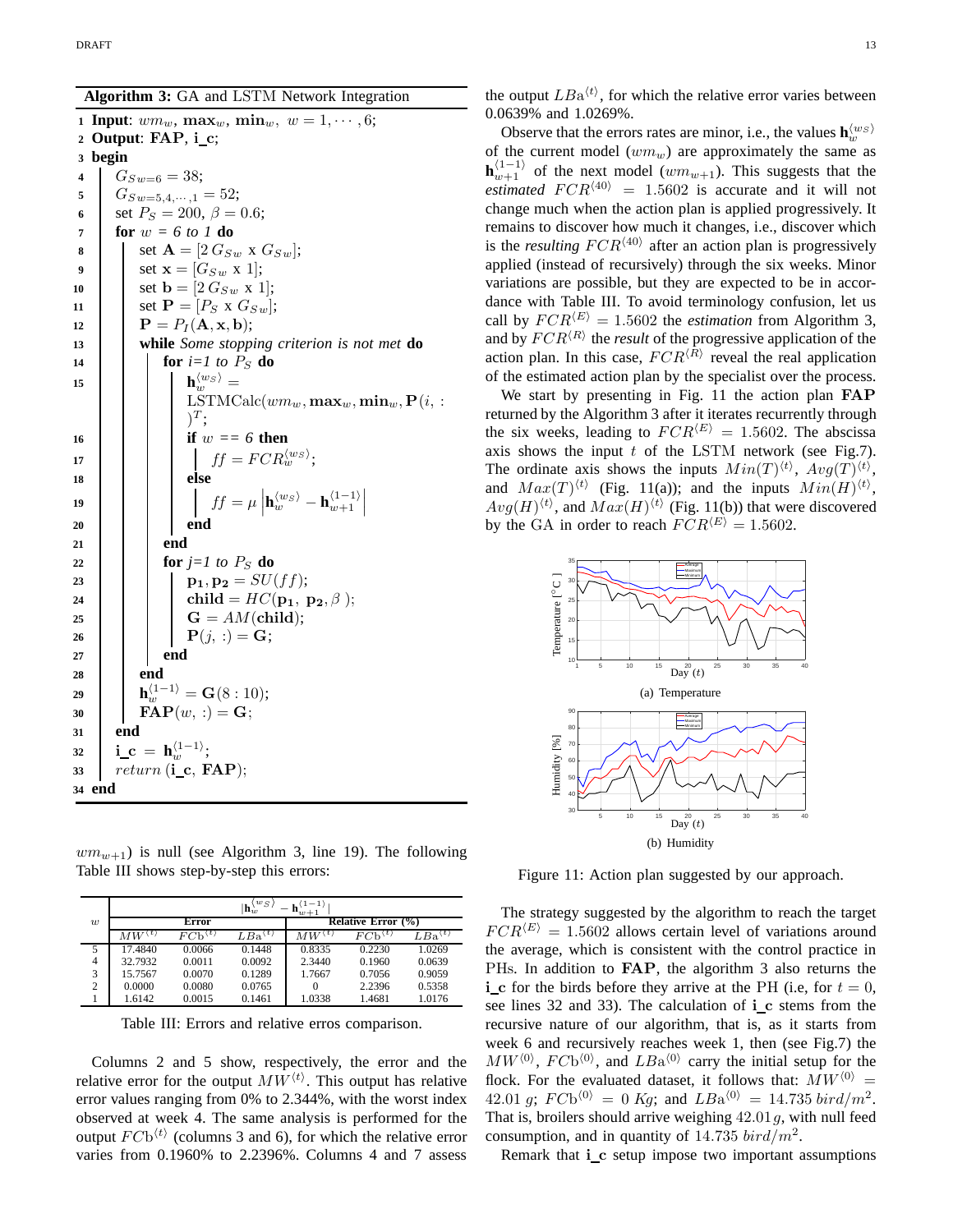**Algorithm 3:** GA and LSTM Network Integration

```
1  Input: wm_w, max_w, min_w, w = 1, ..., 6;
2  Output: FAP, i_c;
3  begin
4      G_{Sw=6} = 38;
5      G_{Sw=5,4,...,1} = 52;
6      set P_S = 200, β = 0.6;
7      for w = 6 to 1 do
8          set A = [2 G_{Sw} x G_{Sw}];
9          set x = [G_{Sw} x 1];
10         set b = [2 G_{Sw} x 1];
11         set P = [P_S x G_{Sw}];
12         P = P_I(A, x, b);
13         while Some stopping criterion is not met do
14             for i=1 to P_S do
15                 h_w^{<wS>} = LSTMCalc(wm_w, max_w, min_w, P(i, :)^T);
16                 if w == 6 then
17                     ff = FCR_w^{<wS>};
18                 else
19                     ff = μ |h_w^{<wS>} − h_{w+1}^{<1−1>}|
20                 end
21             end
22             for j=1 to P_S do
23                 p1, p2 = SU(ff);
24                 child = HC(p1, p2, β);
25                 G = AM(child);
26                 P(j, :) = G;
27             end
28         end
29         h_w^{<1−1>} = G(8 : 10);
30         FAP(w, :) = G;
31     end
32     i_c = h_w^{<1−1>};
33     return (i_c, FAP);
34 end
```

$wm_{w+1}$) is null (see Algorithm 3, line 19). The following Table III shows step-by-step this errors:

| $w$ | $\vert\mathbf{h}_w^{\langle wS\rangle} - \mathbf{h}_{w+1}^{\langle 1-1\rangle}\vert$ | | | | | |
|---|---|---|---|---|---|---|
| | **Error** | | | **Relative Error (%)** | | |
| | $MW^{\langle t\rangle}$ | $FCb^{\langle t\rangle}$ | $LBa^{\langle t\rangle}$ | $MW^{\langle t\rangle}$ | $FCb^{\langle t\rangle}$ | $LBa^{\langle t\rangle}$ |
| 5 | 17.4840 | 0.0066 | 0.1448 | 0.8335 | 0.2230 | 1.0269 |
| 4 | 32.7932 | 0.0011 | 0.0092 | 2.3440 | 0.1960 | 0.0639 |
| 3 | 15.7567 | 0.0070 | 0.1289 | 1.7667 | 0.7056 | 0.9059 |
| 2 | 0.0000 | 0.0080 | 0.0765 | 0 | 2.2396 | 0.5358 |
| 1 | 1.6142 | 0.0015 | 0.1461 | 1.0338 | 1.4681 | 1.0176 |

Table III: Errors and relative erros comparison.

Columns 2 and 5 show, respectively, the error and the relative error for the output $MW^{\langle t\rangle}$. This output has relative error values ranging from 0% to 2.344%, with the worst index observed at week 4. The same analysis is performed for the output $FCb^{\langle t\rangle}$ (columns 3 and 6), for which the relative error varies from 0.1960% to 2.2396%. Columns 4 and 7 assess the output $LBa^{\langle t\rangle}$, for which the relative error varies between 0.0639% and 1.0269%.

Observe that the errors rates are minor, i.e., the values $\mathbf{h}_w^{\langle wS\rangle}$ of the current model ($wm_w$) are approximately the same as $\mathbf{h}_{w+1}^{\langle 1-1\rangle}$ of the next model ($wm_{w+1}$). This suggests that the *estimated* $FCR^{\langle 40\rangle} = 1.5602$ is accurate and it will not change much when the action plan is applied progressively. It remains to discover how much it changes, i.e., discover which is the *resulting* $FCR^{\langle 40\rangle}$ after an action plan is progressively applied (instead of recursively) through the six weeks. Minor variations are possible, but they are expected to be in accordance with Table III. To avoid terminology confusion, let us call by $FCR^{\langle E\rangle} = 1.5602$ the *estimation* from Algorithm 3, and by $FCR^{\langle R\rangle}$ the *result* of the progressive application of the action plan. In this case, $FCR^{\langle R\rangle}$ reveal the real application of the estimated action plan by the specialist over the process.

We start by presenting in Fig. 11 the action plan **FAP** returned by the Algorithm 3 after it iterates recurrently through the six weeks, leading to $FCR^{\langle E\rangle} = 1.5602$. The abscissa axis shows the input $t$ of the LSTM network (see Fig.7). The ordinate axis shows the inputs $Min(T)^{\langle t\rangle}$, $Avg(T)^{\langle t\rangle}$, and $Max(T)^{\langle t\rangle}$ (Fig. 11(a)); and the inputs $Min(H)^{\langle t\rangle}$, $Avg(H)^{\langle t\rangle}$, and $Max(H)^{\langle t\rangle}$ (Fig. 11(b)) that were discovered by the GA in order to reach $FCR^{\langle E\rangle} = 1.5602$.

(a) Temperature

(b) Humidity

Figure 11: Action plan suggested by our approach.

The strategy suggested by the algorithm to reach the target $FCR^{\langle E\rangle} = 1.5602$ allows certain level of variations around the average, which is consistent with the control practice in PHs. In addition to **FAP**, the algorithm 3 also returns the **i_c** for the birds before they arrive at the PH (i.e, for $t = 0$, see lines 32 and 33). The calculation of **i_c** stems from the recursive nature of our algorithm, that is, as it starts from week 6 and recursively reaches week 1, then (see Fig.7) the $MW^{\langle 0\rangle}$, $FCb^{\langle 0\rangle}$, and $LBa^{\langle 0\rangle}$ carry the initial setup for the flock. For the evaluated dataset, it follows that: $MW^{\langle 0\rangle} = 42.01\ g$; $FCb^{\langle 0\rangle} = 0\ Kg$; and $LBa^{\langle 0\rangle} = 14.735\ bird/m^2$. That is, broilers should arrive weighing $42.01\,g$, with null feed consumption, and in quantity of $14.735\ bird/m^2$.

Remark that **i_c** setup impose two important assumptions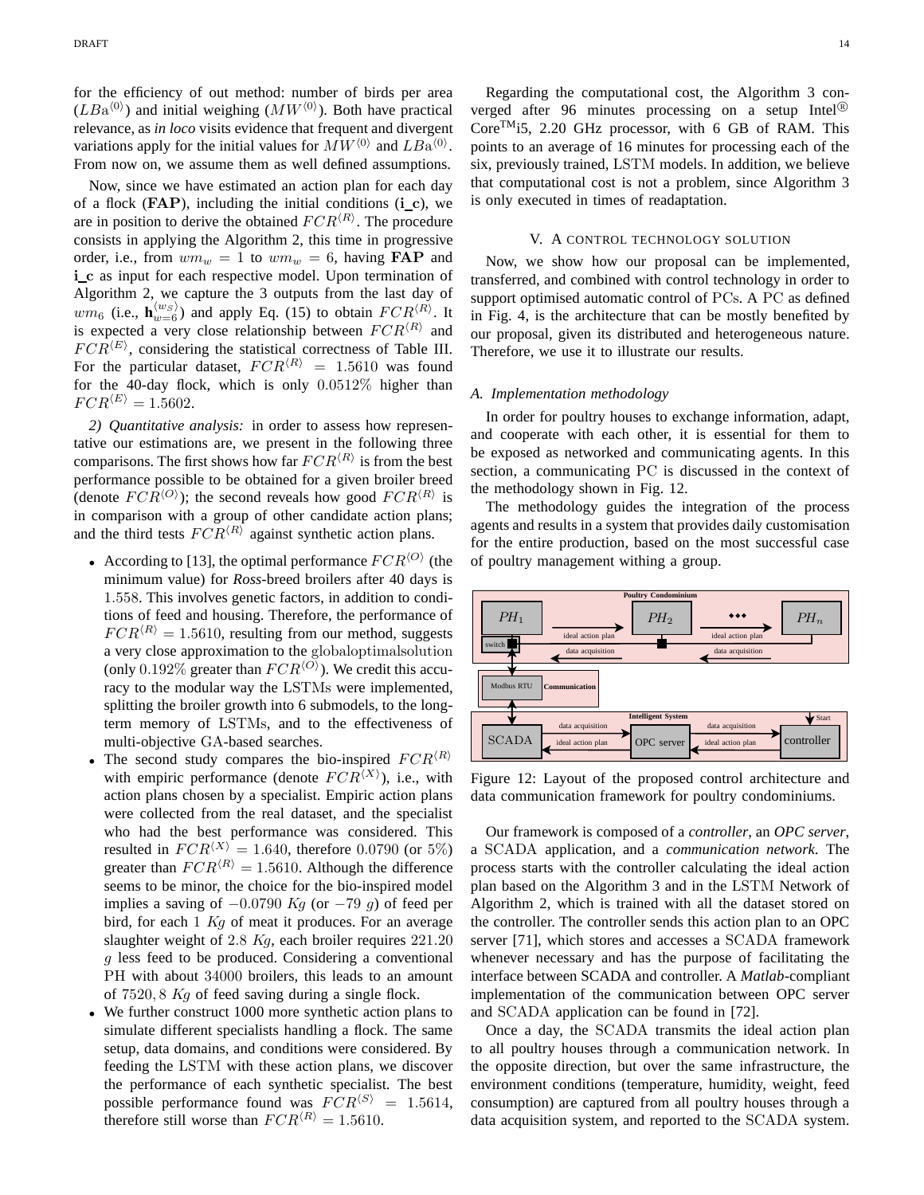for the efficiency of out method: number of birds per area ($LBa^{\langle 0\rangle}$) and initial weighing ($MW^{\langle 0\rangle}$). Both have practical relevance, as *in loco* visits evidence that frequent and divergent variations apply for the initial values for $MW^{\langle 0\rangle}$ and $LBa^{\langle 0\rangle}$. From now on, we assume them as well defined assumptions.

Now, since we have estimated an action plan for each day of a flock (**FAP**), including the initial conditions (**i_c**), we are in position to derive the obtained $FCR^{\langle R\rangle}$. The procedure consists in applying the Algorithm 2, this time in progressive order, i.e., from $wm_w = 1$ to $wm_w = 6$, having **FAP** and **i_c** as input for each respective model. Upon termination of Algorithm 2, we capture the 3 outputs from the last day of $wm_6$ (i.e., $\mathbf{h}_{w=6}^{\langle w_S\rangle}$) and apply Eq. (15) to obtain $FCR^{\langle R\rangle}$. It is expected a very close relationship between $FCR^{\langle R\rangle}$ and $FCR^{\langle E\rangle}$, considering the statistical correctness of Table III. For the particular dataset, $FCR^{\langle R\rangle} = 1.5610$ was found for the 40-day flock, which is only $0.0512\%$ higher than $FCR^{\langle E\rangle} = 1.5602$.

*2) Quantitative analysis:* in order to assess how representative our estimations are, we present in the following three comparisons. The first shows how far $FCR^{\langle R\rangle}$ is from the best performance possible to be obtained for a given broiler breed (denote $FCR^{\langle O\rangle}$); the second reveals how good $FCR^{\langle R\rangle}$ is in comparison with a group of other candidate action plans; and the third tests $FCR^{\langle R\rangle}$ against synthetic action plans.

- According to [13], the optimal performance $FCR^{\langle O\rangle}$ (the minimum value) for *Ross*-breed broilers after 40 days is $1.558$. This involves genetic factors, in addition to conditions of feed and housing. Therefore, the performance of $FCR^{\langle R\rangle} = 1.5610$, resulting from our method, suggests a very close approximation to the globaloptimalsolution (only $0.192\%$ greater than $FCR^{\langle O\rangle}$). We credit this accuracy to the modular way the LSTMs were implemented, splitting the broiler growth into 6 submodels, to the long-term memory of LSTMs, and to the effectiveness of multi-objective GA-based searches.
- The second study compares the bio-inspired $FCR^{\langle R\rangle}$ with empiric performance (denote $FCR^{\langle X\rangle}$), i.e., with action plans chosen by a specialist. Empiric action plans were collected from the real dataset, and the specialist who had the best performance was considered. This resulted in $FCR^{\langle X\rangle} = 1.640$, therefore $0.0790$ (or $5\%$) greater than $FCR^{\langle R\rangle} = 1.5610$. Although the difference seems to be minor, the choice for the bio-inspired model implies a saving of $-0.0790$ $Kg$ (or $-79$ $g$) of feed per bird, for each $1$ $Kg$ of meat it produces. For an average slaughter weight of $2.8$ $Kg$, each broiler requires $221.20$ $g$ less feed to be produced. Considering a conventional PH with about $34000$ broilers, this leads to an amount of $7520,8$ $Kg$ of feed saving during a single flock.
- We further construct 1000 more synthetic action plans to simulate different specialists handling a flock. The same setup, data domains, and conditions were considered. By feeding the LSTM with these action plans, we discover the performance of each synthetic specialist. The best possible performance found was $FCR^{\langle S\rangle} = 1.5614$, therefore still worse than $FCR^{\langle R\rangle} = 1.5610$.

Regarding the computational cost, the Algorithm 3 converged after 96 minutes processing on a setup Intel® Core™i5, 2.20 GHz processor, with 6 GB of RAM. This points to an average of 16 minutes for processing each of the six, previously trained, LSTM models. In addition, we believe that computational cost is not a problem, since Algorithm 3 is only executed in times of readaptation.

## V. A CONTROL TECHNOLOGY SOLUTION

Now, we show how our proposal can be implemented, transferred, and combined with control technology in order to support optimised automatic control of PCs. A PC as defined in Fig. 4, is the architecture that can be mostly benefited by our proposal, given its distributed and heterogeneous nature. Therefore, we use it to illustrate our results.

### A. Implementation methodology

In order for poultry houses to exchange information, adapt, and cooperate with each other, it is essential for them to be exposed as networked and communicating agents. In this section, a communicating PC is discussed in the context of the methodology shown in Fig. 12.

The methodology guides the integration of the process agents and results in a system that provides daily customisation for the entire production, based on the most successful case of poultry management withing a group.

Figure 12: Layout of the proposed control architecture and data communication framework for poultry condominiums.

Our framework is composed of a *controller*, an *OPC server*, a SCADA application, and a *communication network*. The process starts with the controller calculating the ideal action plan based on the Algorithm 3 and in the LSTM Network of Algorithm 2, which is trained with all the dataset stored on the controller. The controller sends this action plan to an OPC server [71], which stores and accesses a SCADA framework whenever necessary and has the purpose of facilitating the interface between SCADA and controller. A *Matlab*-compliant implementation of the communication between OPC server and SCADA application can be found in [72].

Once a day, the SCADA transmits the ideal action plan to all poultry houses through a communication network. In the opposite direction, but over the same infrastructure, the environment conditions (temperature, humidity, weight, feed consumption) are captured from all poultry houses through a data acquisition system, and reported to the SCADA system.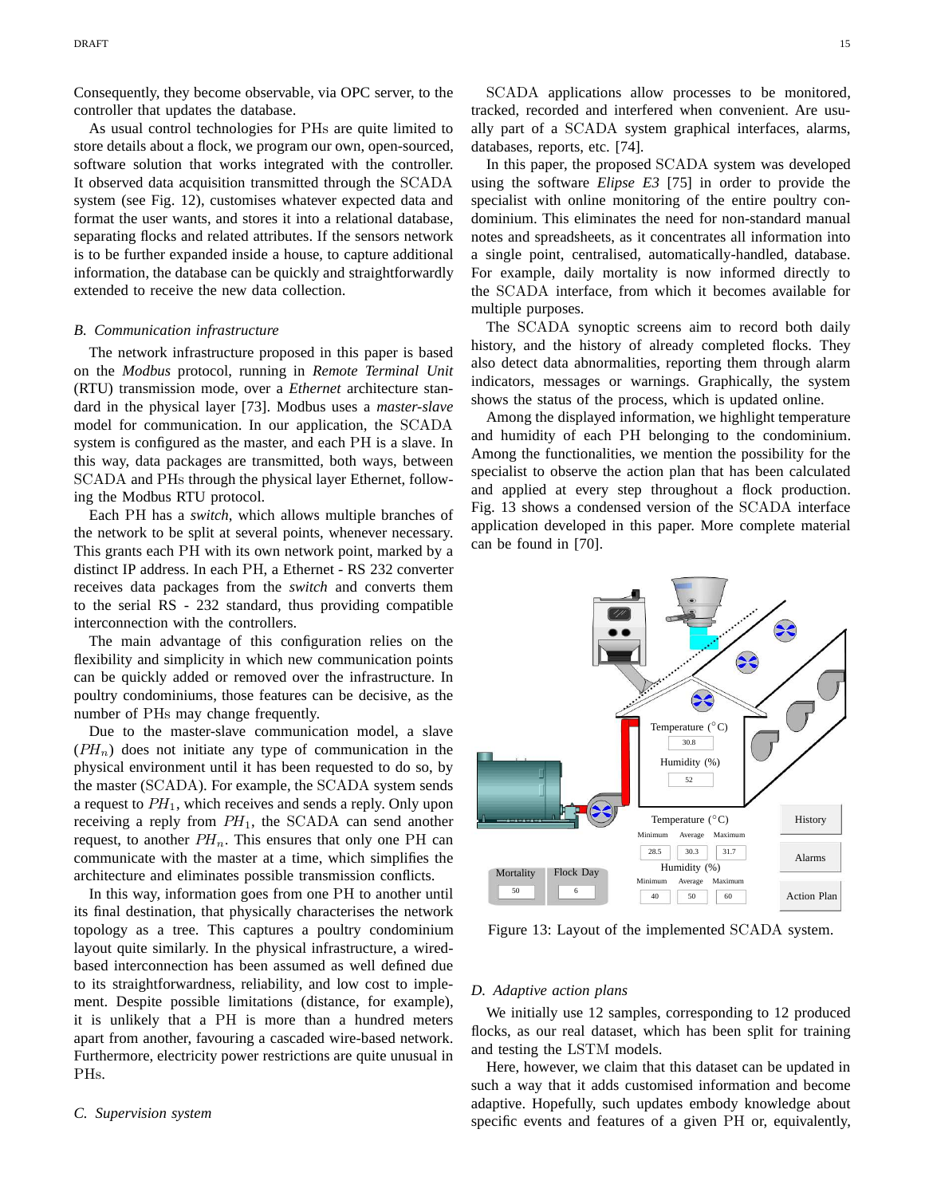Consequently, they become observable, via OPC server, to the controller that updates the database.

As usual control technologies for PHs are quite limited to store details about a flock, we program our own, open-sourced, software solution that works integrated with the controller. It observed data acquisition transmitted through the SCADA system (see Fig. 12), customises whatever expected data and format the user wants, and stores it into a relational database, separating flocks and related attributes. If the sensors network is to be further expanded inside a house, to capture additional information, the database can be quickly and straightforwardly extended to receive the new data collection.

### *B. Communication infrastructure*

The network infrastructure proposed in this paper is based on the *Modbus* protocol, running in *Remote Terminal Unit* (RTU) transmission mode, over a *Ethernet* architecture standard in the physical layer [73]. Modbus uses a *master-slave* model for communication. In our application, the SCADA system is configured as the master, and each PH is a slave. In this way, data packages are transmitted, both ways, between SCADA and PHs through the physical layer Ethernet, following the Modbus RTU protocol.

Each PH has a *switch*, which allows multiple branches of the network to be split at several points, whenever necessary. This grants each PH with its own network point, marked by a distinct IP address. In each PH, a Ethernet - RS 232 converter receives data packages from the *switch* and converts them to the serial RS - 232 standard, thus providing compatible interconnection with the controllers.

The main advantage of this configuration relies on the flexibility and simplicity in which new communication points can be quickly added or removed over the infrastructure. In poultry condominiums, those features can be decisive, as the number of PHs may change frequently.

Due to the master-slave communication model, a slave ($PH_n$) does not initiate any type of communication in the physical environment until it has been requested to do so, by the master (SCADA). For example, the SCADA system sends a request to $PH_1$, which receives and sends a reply. Only upon receiving a reply from $PH_1$, the SCADA can send another request, to another $PH_n$. This ensures that only one PH can communicate with the master at a time, which simplifies the architecture and eliminates possible transmission conflicts.

In this way, information goes from one PH to another until its final destination, that physically characterises the network topology as a tree. This captures a poultry condominium layout quite similarly. In the physical infrastructure, a wired-based interconnection has been assumed as well defined due to its straightforwardness, reliability, and low cost to implement. Despite possible limitations (distance, for example), it is unlikely that a PH is more than a hundred meters apart from another, favouring a cascaded wire-based network. Furthermore, electricity power restrictions are quite unusual in PHs.

### *C. Supervision system*

SCADA applications allow processes to be monitored, tracked, recorded and interfered when convenient. Are usually part of a SCADA system graphical interfaces, alarms, databases, reports, etc. [74].

In this paper, the proposed SCADA system was developed using the software *Elipse E3* [75] in order to provide the specialist with online monitoring of the entire poultry condominium. This eliminates the need for non-standard manual notes and spreadsheets, as it concentrates all information into a single point, centralised, automatically-handled, database. For example, daily mortality is now informed directly to the SCADA interface, from which it becomes available for multiple purposes.

The SCADA synoptic screens aim to record both daily history, and the history of already completed flocks. They also detect data abnormalities, reporting them through alarm indicators, messages or warnings. Graphically, the system shows the status of the process, which is updated online.

Among the displayed information, we highlight temperature and humidity of each PH belonging to the condominium. Among the functionalities, we mention the possibility for the specialist to observe the action plan that has been calculated and applied at every step throughout a flock production. Fig. 13 shows a condensed version of the SCADA interface application developed in this paper. More complete material can be found in [70].

Figure 13: Layout of the implemented SCADA system.

### *D. Adaptive action plans*

We initially use 12 samples, corresponding to 12 produced flocks, as our real dataset, which has been split for training and testing the LSTM models.

Here, however, we claim that this dataset can be updated in such a way that it adds customised information and become adaptive. Hopefully, such updates embody knowledge about specific events and features of a given PH or, equivalently,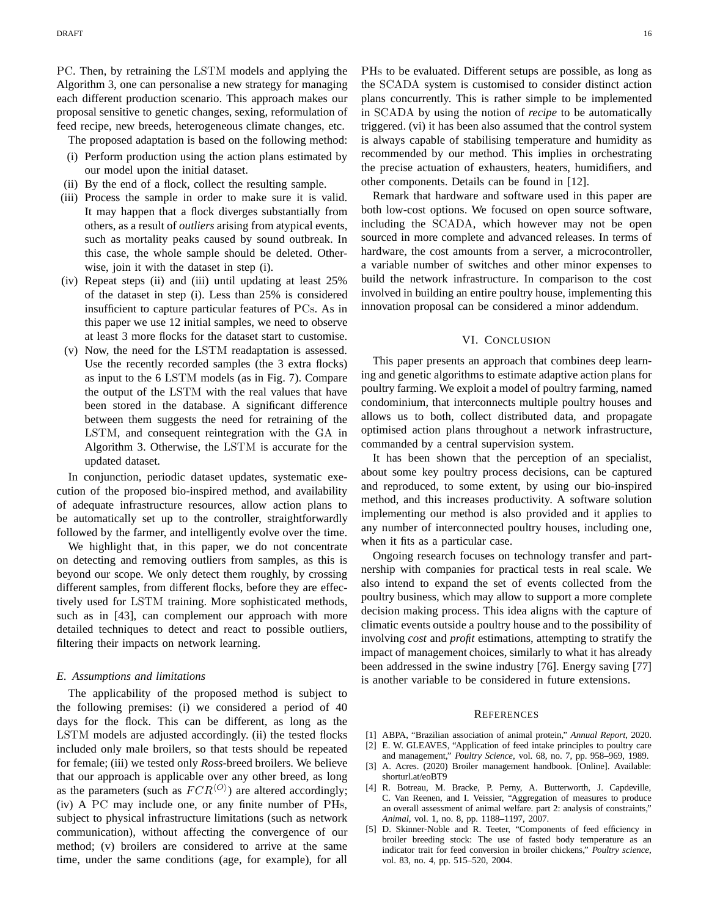PC. Then, by retraining the LSTM models and applying the Algorithm 3, one can personalise a new strategy for managing each different production scenario. This approach makes our proposal sensitive to genetic changes, sexing, reformulation of feed recipe, new breeds, heterogeneous climate changes, etc.

The proposed adaptation is based on the following method:

(i) Perform production using the action plans estimated by our model upon the initial dataset.

(ii) By the end of a flock, collect the resulting sample.

(iii) Process the sample in order to make sure it is valid. It may happen that a flock diverges substantially from others, as a result of *outliers* arising from atypical events, such as mortality peaks caused by sound outbreak. In this case, the whole sample should be deleted. Otherwise, join it with the dataset in step (i).

(iv) Repeat steps (ii) and (iii) until updating at least 25% of the dataset in step (i). Less than 25% is considered insufficient to capture particular features of PCs. As in this paper we use 12 initial samples, we need to observe at least 3 more flocks for the dataset start to customise.

(v) Now, the need for the LSTM readaptation is assessed. Use the recently recorded samples (the 3 extra flocks) as input to the 6 LSTM models (as in Fig. 7). Compare the output of the LSTM with the real values that have been stored in the database. A significant difference between them suggests the need for retraining of the LSTM, and consequent reintegration with the GA in Algorithm 3. Otherwise, the LSTM is accurate for the updated dataset.

In conjunction, periodic dataset updates, systematic execution of the proposed bio-inspired method, and availability of adequate infrastructure resources, allow action plans to be automatically set up to the controller, straightforwardly followed by the farmer, and intelligently evolve over the time.

We highlight that, in this paper, we do not concentrate on detecting and removing outliers from samples, as this is beyond our scope. We only detect them roughly, by crossing different samples, from different flocks, before they are effectively used for LSTM training. More sophisticated methods, such as in [43], can complement our approach with more detailed techniques to detect and react to possible outliers, filtering their impacts on network learning.

### E. Assumptions and limitations

The applicability of the proposed method is subject to the following premises: (i) we considered a period of 40 days for the flock. This can be different, as long as the LSTM models are adjusted accordingly. (ii) the tested flocks included only male broilers, so that tests should be repeated for female; (iii) we tested only *Ross*-breed broilers. We believe that our approach is applicable over any other breed, as long as the parameters (such as $FCR^{\langle O \rangle}$) are altered accordingly; (iv) A PC may include one, or any finite number of PHs, subject to physical infrastructure limitations (such as network communication), without affecting the convergence of our method; (v) broilers are considered to arrive at the same time, under the same conditions (age, for example), for all PHs to be evaluated. Different setups are possible, as long as the SCADA system is customised to consider distinct action plans concurrently. This is rather simple to be implemented in SCADA by using the notion of *recipe* to be automatically triggered. (vi) it has been also assumed that the control system is always capable of stabilising temperature and humidity as recommended by our method. This implies in orchestrating the precise actuation of exhausters, heaters, humidifiers, and other components. Details can be found in [12].

Remark that hardware and software used in this paper are both low-cost options. We focused on open source software, including the SCADA, which however may not be open sourced in more complete and advanced releases. In terms of hardware, the cost amounts from a server, a microcontroller, a variable number of switches and other minor expenses to build the network infrastructure. In comparison to the cost involved in building an entire poultry house, implementing this innovation proposal can be considered a minor addendum.

## VI. Conclusion

This paper presents an approach that combines deep learning and genetic algorithms to estimate adaptive action plans for poultry farming. We exploit a model of poultry farming, named condominium, that interconnects multiple poultry houses and allows us to both, collect distributed data, and propagate optimised action plans throughout a network infrastructure, commanded by a central supervision system.

It has been shown that the perception of an specialist, about some key poultry process decisions, can be captured and reproduced, to some extent, by using our bio-inspired method, and this increases productivity. A software solution implementing our method is also provided and it applies to any number of interconnected poultry houses, including one, when it fits as a particular case.

Ongoing research focuses on technology transfer and partnership with companies for practical tests in real scale. We also intend to expand the set of events collected from the poultry business, which may allow to support a more complete decision making process. This idea aligns with the capture of climatic events outside a poultry house and to the possibility of involving *cost* and *profit* estimations, attempting to stratify the impact of management choices, similarly to what it has already been addressed in the swine industry [76]. Energy saving [77] is another variable to be considered in future extensions.

## References

[1] ABPA, "Brazilian association of animal protein," *Annual Report*, 2020.

[2] E. W. GLEAVES, "Application of feed intake principles to poultry care and management," *Poultry Science*, vol. 68, no. 7, pp. 958–969, 1989.

[3] A. Acres. (2020) Broiler management handbook. [Online]. Available: shorturl.at/eoBT9

[4] R. Botreau, M. Bracke, P. Perny, A. Butterworth, J. Capdeville, C. Van Reenen, and I. Veissier, "Aggregation of measures to produce an overall assessment of animal welfare. part 2: analysis of constraints," *Animal*, vol. 1, no. 8, pp. 1188–1197, 2007.

[5] D. Skinner-Noble and R. Teeter, "Components of feed efficiency in broiler breeding stock: The use of fasted body temperature as an indicator trait for feed conversion in broiler chickens," *Poultry science*, vol. 83, no. 4, pp. 515–520, 2004.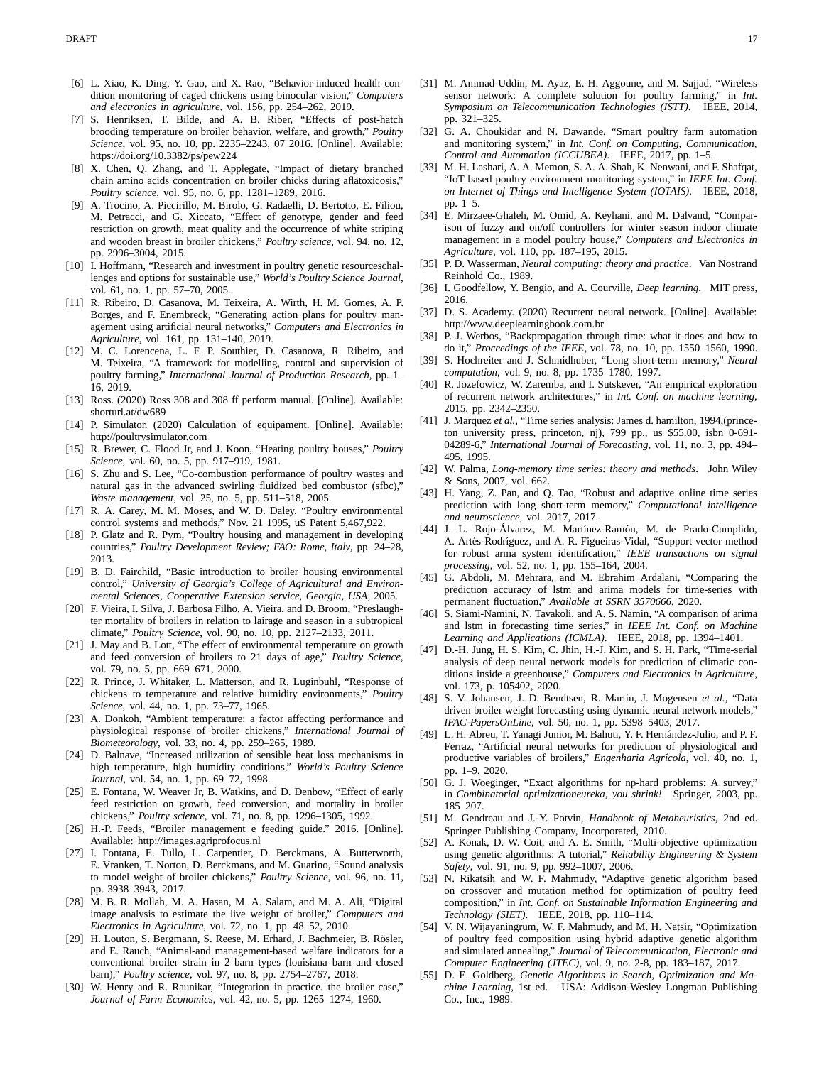[6] L. Xiao, K. Ding, Y. Gao, and X. Rao, "Behavior-induced health condition monitoring of caged chickens using binocular vision," *Computers and electronics in agriculture*, vol. 156, pp. 254–262, 2019.

[7] S. Henriksen, T. Bilde, and A. B. Riber, "Effects of post-hatch brooding temperature on broiler behavior, welfare, and growth," *Poultry Science*, vol. 95, no. 10, pp. 2235–2243, 07 2016. [Online]. Available: https://doi.org/10.3382/ps/pew224

[8] X. Chen, Q. Zhang, and T. Applegate, "Impact of dietary branched chain amino acids concentration on broiler chicks during aflatoxicosis," *Poultry science*, vol. 95, no. 6, pp. 1281–1289, 2016.

[9] A. Trocino, A. Piccirillo, M. Birolo, G. Radaelli, D. Bertotto, E. Filiou, M. Petracci, and G. Xiccato, "Effect of genotype, gender and feed restriction on growth, meat quality and the occurrence of white striping and wooden breast in broiler chickens," *Poultry science*, vol. 94, no. 12, pp. 2996–3004, 2015.

[10] I. Hoffmann, "Research and investment in poultry genetic resourceschallenges and options for sustainable use," *World's Poultry Science Journal*, vol. 61, no. 1, pp. 57–70, 2005.

[11] R. Ribeiro, D. Casanova, M. Teixeira, A. Wirth, H. M. Gomes, A. P. Borges, and F. Enembreck, "Generating action plans for poultry management using artificial neural networks," *Computers and Electronics in Agriculture*, vol. 161, pp. 131–140, 2019.

[12] M. C. Lorencena, L. F. P. Southier, D. Casanova, R. Ribeiro, and M. Teixeira, "A framework for modelling, control and supervision of poultry farming," *International Journal of Production Research*, pp. 1–16, 2019.

[13] Ross. (2020) Ross 308 and 308 ff perform manual. [Online]. Available: shorturl.at/dw689

[14] P. Simulator. (2020) Calculation of equipament. [Online]. Available: http://poultrysimulator.com

[15] R. Brewer, C. Flood Jr, and J. Koon, "Heating poultry houses," *Poultry Science*, vol. 60, no. 5, pp. 917–919, 1981.

[16] S. Zhu and S. Lee, "Co-combustion performance of poultry wastes and natural gas in the advanced swirling fluidized bed combustor (sfbc)," *Waste management*, vol. 25, no. 5, pp. 511–518, 2005.

[17] R. A. Carey, M. M. Moses, and W. D. Daley, "Poultry environmental control systems and methods," Nov. 21 1995, uS Patent 5,467,922.

[18] P. Glatz and R. Pym, "Poultry housing and management in developing countries," *Poultry Development Review; FAO: Rome, Italy*, pp. 24–28, 2013.

[19] B. D. Fairchild, "Basic introduction to broiler housing environmental control," *University of Georgia's College of Agricultural and Environmental Sciences, Cooperative Extension service, Georgia, USA*, 2005.

[20] F. Vieira, I. Silva, J. Barbosa Filho, A. Vieira, and D. Broom, "Preslaughter mortality of broilers in relation to lairage and season in a subtropical climate," *Poultry Science*, vol. 90, no. 10, pp. 2127–2133, 2011.

[21] J. May and B. Lott, "The effect of environmental temperature on growth and feed conversion of broilers to 21 days of age," *Poultry Science*, vol. 79, no. 5, pp. 669–671, 2000.

[22] R. Prince, J. Whitaker, L. Matterson, and R. Luginbuhl, "Response of chickens to temperature and relative humidity environments," *Poultry Science*, vol. 44, no. 1, pp. 73–77, 1965.

[23] A. Donkoh, "Ambient temperature: a factor affecting performance and physiological response of broiler chickens," *International Journal of Biometeorology*, vol. 33, no. 4, pp. 259–265, 1989.

[24] D. Balnave, "Increased utilization of sensible heat loss mechanisms in high temperature, high humidity conditions," *World's Poultry Science Journal*, vol. 54, no. 1, pp. 69–72, 1998.

[25] E. Fontana, W. Weaver Jr, B. Watkins, and D. Denbow, "Effect of early feed restriction on growth, feed conversion, and mortality in broiler chickens," *Poultry science*, vol. 71, no. 8, pp. 1296–1305, 1992.

[26] H.-P. Feeds, "Broiler management e feeding guide." 2016. [Online]. Available: http://images.agriprofocus.nl

[27] I. Fontana, E. Tullo, L. Carpentier, D. Berckmans, A. Butterworth, E. Vranken, T. Norton, D. Berckmans, and M. Guarino, "Sound analysis to model weight of broiler chickens," *Poultry Science*, vol. 96, no. 11, pp. 3938–3943, 2017.

[28] M. B. R. Mollah, M. A. Hasan, M. A. Salam, and M. A. Ali, "Digital image analysis to estimate the live weight of broiler," *Computers and Electronics in Agriculture*, vol. 72, no. 1, pp. 48–52, 2010.

[29] H. Louton, S. Bergmann, S. Reese, M. Erhard, J. Bachmeier, B. Rösler, and E. Rauch, "Animal-and management-based welfare indicators for a conventional broiler strain in 2 barn types (louisiana barn and closed barn)," *Poultry science*, vol. 97, no. 8, pp. 2754–2767, 2018.

[30] W. Henry and R. Raunikar, "Integration in practice. the broiler case," *Journal of Farm Economics*, vol. 42, no. 5, pp. 1265–1274, 1960.

[31] M. Ammad-Uddin, M. Ayaz, E.-H. Aggoune, and M. Sajjad, "Wireless sensor network: A complete solution for poultry farming," in *Int. Symposium on Telecommunication Technologies (ISTT)*. IEEE, 2014, pp. 321–325.

[32] G. A. Choukidar and N. Dawande, "Smart poultry farm automation and monitoring system," in *Int. Conf. on Computing, Communication, Control and Automation (ICCUBEA)*. IEEE, 2017, pp. 1–5.

[33] M. H. Lashari, A. A. Memon, S. A. A. Shah, K. Nenwani, and F. Shafqat, "IoT based poultry environment monitoring system," in *IEEE Int. Conf. on Internet of Things and Intelligence System (IOTAIS)*. IEEE, 2018, pp. 1–5.

[34] E. Mirzaee-Ghaleh, M. Omid, A. Keyhani, and M. Dalvand, "Comparison of fuzzy and on/off controllers for winter season indoor climate management in a model poultry house," *Computers and Electronics in Agriculture*, vol. 110, pp. 187–195, 2015.

[35] P. D. Wasserman, *Neural computing: theory and practice*. Van Nostrand Reinhold Co., 1989.

[36] I. Goodfellow, Y. Bengio, and A. Courville, *Deep learning*. MIT press, 2016.

[37] D. S. Academy. (2020) Recurrent neural network. [Online]. Available: http://www.deeplearningbook.com.br

[38] P. J. Werbos, "Backpropagation through time: what it does and how to do it," *Proceedings of the IEEE*, vol. 78, no. 10, pp. 1550–1560, 1990.

[39] S. Hochreiter and J. Schmidhuber, "Long short-term memory," *Neural computation*, vol. 9, no. 8, pp. 1735–1780, 1997.

[40] R. Jozefowicz, W. Zaremba, and I. Sutskever, "An empirical exploration of recurrent network architectures," in *Int. Conf. on machine learning*, 2015, pp. 2342–2350.

[41] J. Marquez *et al.*, "Time series analysis: James d. hamilton, 1994,(princeton university press, princeton, nj), 799 pp., us \$55.00, isbn 0-691-04289-6," *International Journal of Forecasting*, vol. 11, no. 3, pp. 494–495, 1995.

[42] W. Palma, *Long-memory time series: theory and methods*. John Wiley & Sons, 2007, vol. 662.

[43] H. Yang, Z. Pan, and Q. Tao, "Robust and adaptive online time series prediction with long short-term memory," *Computational intelligence and neuroscience*, vol. 2017, 2017.

[44] J. L. Rojo-Álvarez, M. Martínez-Ramón, M. de Prado-Cumplido, A. Artés-Rodríguez, and A. R. Figueiras-Vidal, "Support vector method for robust arma system identification," *IEEE transactions on signal processing*, vol. 52, no. 1, pp. 155–164, 2004.

[45] G. Abdoli, M. Mehrara, and M. Ebrahim Ardalani, "Comparing the prediction accuracy of lstm and arima models for time-series with permanent fluctuation," *Available at SSRN 3570666*, 2020.

[46] S. Siami-Namini, N. Tavakoli, and A. S. Namin, "A comparison of arima and lstm in forecasting time series," in *IEEE Int. Conf. on Machine Learning and Applications (ICMLA)*. IEEE, 2018, pp. 1394–1401.

[47] D.-H. Jung, H. S. Kim, C. Jhin, H.-J. Kim, and S. H. Park, "Time-serial analysis of deep neural network models for prediction of climatic conditions inside a greenhouse," *Computers and Electronics in Agriculture*, vol. 173, p. 105402, 2020.

[48] S. V. Johansen, J. D. Bendtsen, R. Martin, J. Mogensen *et al.*, "Data driven broiler weight forecasting using dynamic neural network models," *IFAC-PapersOnLine*, vol. 50, no. 1, pp. 5398–5403, 2017.

[49] L. H. Abreu, T. Yanagi Junior, M. Bahuti, Y. F. Hernández-Julio, and P. F. Ferraz, "Artificial neural networks for prediction of physiological and productive variables of broilers," *Engenharia Agrícola*, vol. 40, no. 1, pp. 1–9, 2020.

[50] G. J. Woeginger, "Exact algorithms for np-hard problems: A survey," in *Combinatorial optimizationeureka, you shrink!* Springer, 2003, pp. 185–207.

[51] M. Gendreau and J.-Y. Potvin, *Handbook of Metaheuristics*, 2nd ed. Springer Publishing Company, Incorporated, 2010.

[52] A. Konak, D. W. Coit, and A. E. Smith, "Multi-objective optimization using genetic algorithms: A tutorial," *Reliability Engineering & System Safety*, vol. 91, no. 9, pp. 992–1007, 2006.

[53] N. Rikatsih and W. F. Mahmudy, "Adaptive genetic algorithm based on crossover and mutation method for optimization of poultry feed composition," in *Int. Conf. on Sustainable Information Engineering and Technology (SIET)*. IEEE, 2018, pp. 110–114.

[54] V. N. Wijayaningrum, W. F. Mahmudy, and M. H. Natsir, "Optimization of poultry feed composition using hybrid adaptive genetic algorithm and simulated annealing," *Journal of Telecommunication, Electronic and Computer Engineering (JTEC)*, vol. 9, no. 2-8, pp. 183–187, 2017.

[55] D. E. Goldberg, *Genetic Algorithms in Search, Optimization and Machine Learning*, 1st ed. USA: Addison-Wesley Longman Publishing Co., Inc., 1989.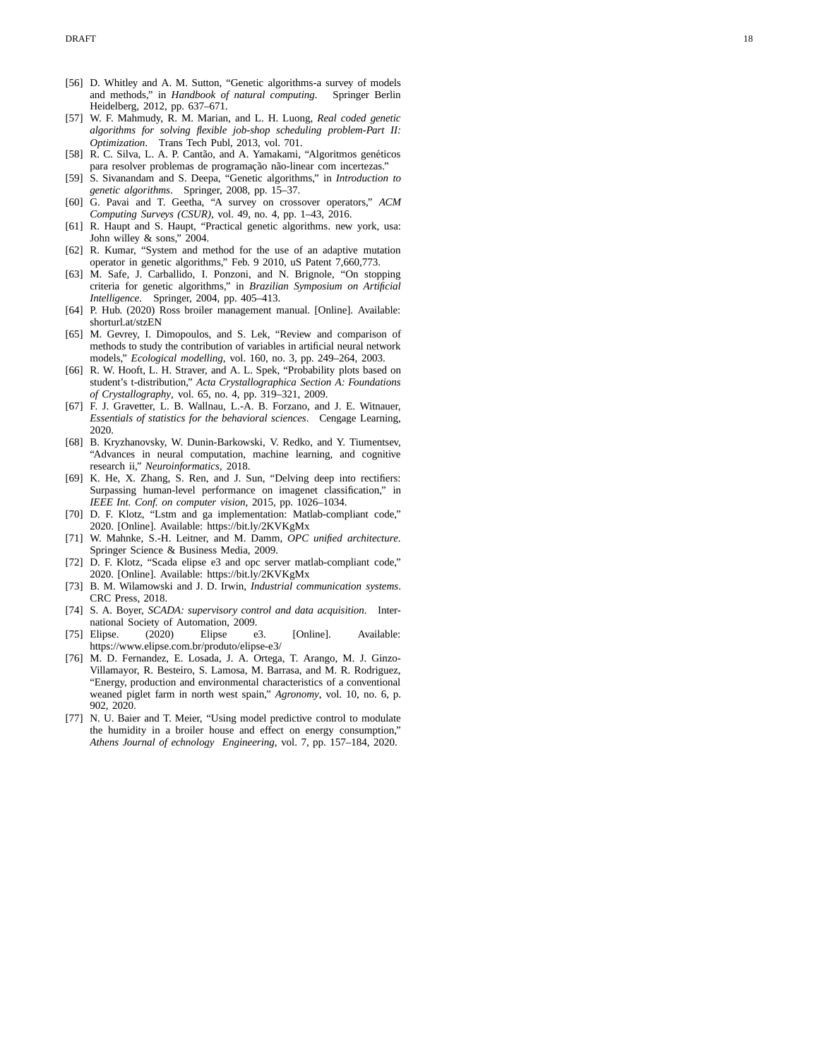[56] D. Whitley and A. M. Sutton, "Genetic algorithms-a survey of models and methods," in *Handbook of natural computing*. Springer Berlin Heidelberg, 2012, pp. 637–671.

[57] W. F. Mahmudy, R. M. Marian, and L. H. Luong, *Real coded genetic algorithms for solving flexible job-shop scheduling problem-Part II: Optimization*. Trans Tech Publ, 2013, vol. 701.

[58] R. C. Silva, L. A. P. Cantão, and A. Yamakami, "Algoritmos genéticos para resolver problemas de programação não-linear com incertezas."

[59] S. Sivanandam and S. Deepa, "Genetic algorithms," in *Introduction to genetic algorithms*. Springer, 2008, pp. 15–37.

[60] G. Pavai and T. Geetha, "A survey on crossover operators," *ACM Computing Surveys (CSUR)*, vol. 49, no. 4, pp. 1–43, 2016.

[61] R. Haupt and S. Haupt, "Practical genetic algorithms. new york, usa: John willey & sons," 2004.

[62] R. Kumar, "System and method for the use of an adaptive mutation operator in genetic algorithms," Feb. 9 2010, uS Patent 7,660,773.

[63] M. Safe, J. Carballido, I. Ponzoni, and N. Brignole, "On stopping criteria for genetic algorithms," in *Brazilian Symposium on Artificial Intelligence*. Springer, 2004, pp. 405–413.

[64] P. Hub. (2020) Ross broiler management manual. [Online]. Available: shorturl.at/stzEN

[65] M. Gevrey, I. Dimopoulos, and S. Lek, "Review and comparison of methods to study the contribution of variables in artificial neural network models," *Ecological modelling*, vol. 160, no. 3, pp. 249–264, 2003.

[66] R. W. Hooft, L. H. Straver, and A. L. Spek, "Probability plots based on student's t-distribution," *Acta Crystallographica Section A: Foundations of Crystallography*, vol. 65, no. 4, pp. 319–321, 2009.

[67] F. J. Gravetter, L. B. Wallnau, L.-A. B. Forzano, and J. E. Witnauer, *Essentials of statistics for the behavioral sciences*. Cengage Learning, 2020.

[68] B. Kryzhanovsky, W. Dunin-Barkowski, V. Redko, and Y. Tiumentsev, "Advances in neural computation, machine learning, and cognitive research ii," *Neuroinformatics*, 2018.

[69] K. He, X. Zhang, S. Ren, and J. Sun, "Delving deep into rectifiers: Surpassing human-level performance on imagenet classification," in *IEEE Int. Conf. on computer vision*, 2015, pp. 1026–1034.

[70] D. F. Klotz, "Lstm and ga implementation: Matlab-compliant code," 2020. [Online]. Available: https://bit.ly/2KVKgMx

[71] W. Mahnke, S.-H. Leitner, and M. Damm, *OPC unified architecture*. Springer Science & Business Media, 2009.

[72] D. F. Klotz, "Scada elipse e3 and opc server matlab-compliant code," 2020. [Online]. Available: https://bit.ly/2KVKgMx

[73] B. M. Wilamowski and J. D. Irwin, *Industrial communication systems*. CRC Press, 2018.

[74] S. A. Boyer, *SCADA: supervisory control and data acquisition*. International Society of Automation, 2009.

[75] Elipse. (2020) Elipse e3. [Online]. Available: https://www.elipse.com.br/produto/elipse-e3/

[76] M. D. Fernandez, E. Losada, J. A. Ortega, T. Arango, M. J. Ginzo-Villamayor, R. Besteiro, S. Lamosa, M. Barrasa, and M. R. Rodriguez, "Energy, production and environmental characteristics of a conventional weaned piglet farm in north west spain," *Agronomy*, vol. 10, no. 6, p. 902, 2020.

[77] N. U. Baier and T. Meier, "Using model predictive control to modulate the humidity in a broiler house and effect on energy consumption," *Athens Journal of echnology Engineering*, vol. 7, pp. 157–184, 2020.